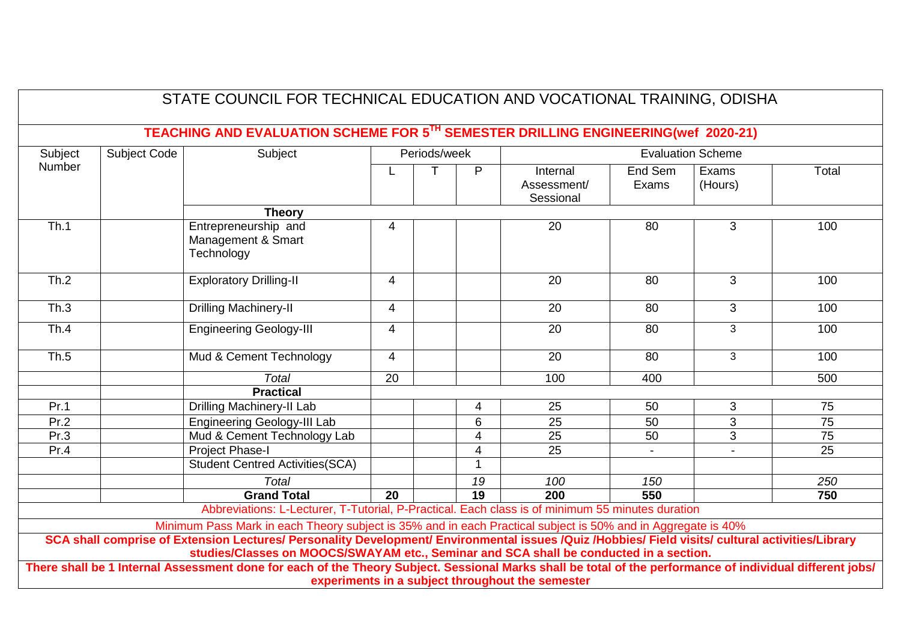# STATE COUNCIL FOR TECHNICAL EDUCATION AND VOCATIONAL TRAINING, ODISHA

## TEACHING AND EVALUATION SCHEME FOR 5TH SEMESTER DRILLING ENGINEERING(wef 2020-21)

| Subject Number | Subject Code | Subject | Periods/week | | | Evaluation Scheme | | | |
|---|---|---|---|---|---|---|---|---|---|
| | | | L | T | P | Internal Assessment/ Sessional | End Sem Exams | Exams (Hours) | Total |
| | | **Theory** | | | | | | | |
| Th.1 | | Entrepreneurship and Management & Smart Technology | 4 | | | 20 | 80 | 3 | 100 |
| Th.2 | | Exploratory Drilling-II | 4 | | | 20 | 80 | 3 | 100 |
| Th.3 | | Drilling Machinery-II | 4 | | | 20 | 80 | 3 | 100 |
| Th.4 | | Engineering Geology-III | 4 | | | 20 | 80 | 3 | 100 |
| Th.5 | | Mud & Cement Technology | 4 | | | 20 | 80 | 3 | 100 |
| | | *Total* | 20 | | | 100 | 400 | | 500 |
| | | **Practical** | | | | | | | |
| Pr.1 | | Drilling Machinery-II Lab | | | 4 | 25 | 50 | 3 | 75 |
| Pr.2 | | Engineering Geology-III Lab | | | 6 | 25 | 50 | 3 | 75 |
| Pr.3 | | Mud & Cement Technology Lab | | | 4 | 25 | 50 | 3 | 75 |
| Pr.4 | | Project Phase-I | | | 4 | 25 | - | - | 25 |
| | | Student Centred Activities(SCA) | | | 1 | | | | |
| | | *Total* | | | *19* | *100* | *150* | | *250* |
| | | **Grand Total** | **20** | | **19** | **200** | **550** | | **750** |

Abbreviations: L-Lecturer, T-Tutorial, P-Practical. Each class is of minimum 55 minutes duration

Minimum Pass Mark in each Theory subject is 35% and in each Practical subject is 50% and in Aggregate is 40%

**SCA shall comprise of Extension Lectures/ Personality Development/ Environmental issues /Quiz /Hobbies/ Field visits/ cultural activities/Library studies/Classes on MOOCS/SWAYAM etc., Seminar and SCA shall be conducted in a section.**

**There shall be 1 Internal Assessment done for each of the Theory Subject. Sessional Marks shall be total of the performance of individual different jobs/ experiments in a subject throughout the semester**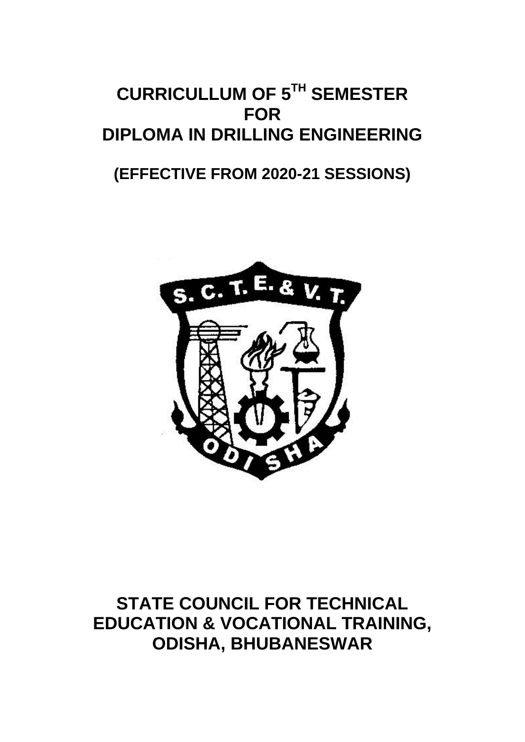# CURRICULLUM OF $5^{TH}$ SEMESTER
# FOR
# DIPLOMA IN DRILLING ENGINEERING

## (EFFECTIVE FROM 2020-21 SESSIONS)

# STATE COUNCIL FOR TECHNICAL EDUCATION & VOCATIONAL TRAINING, ODISHA, BHUBANESWAR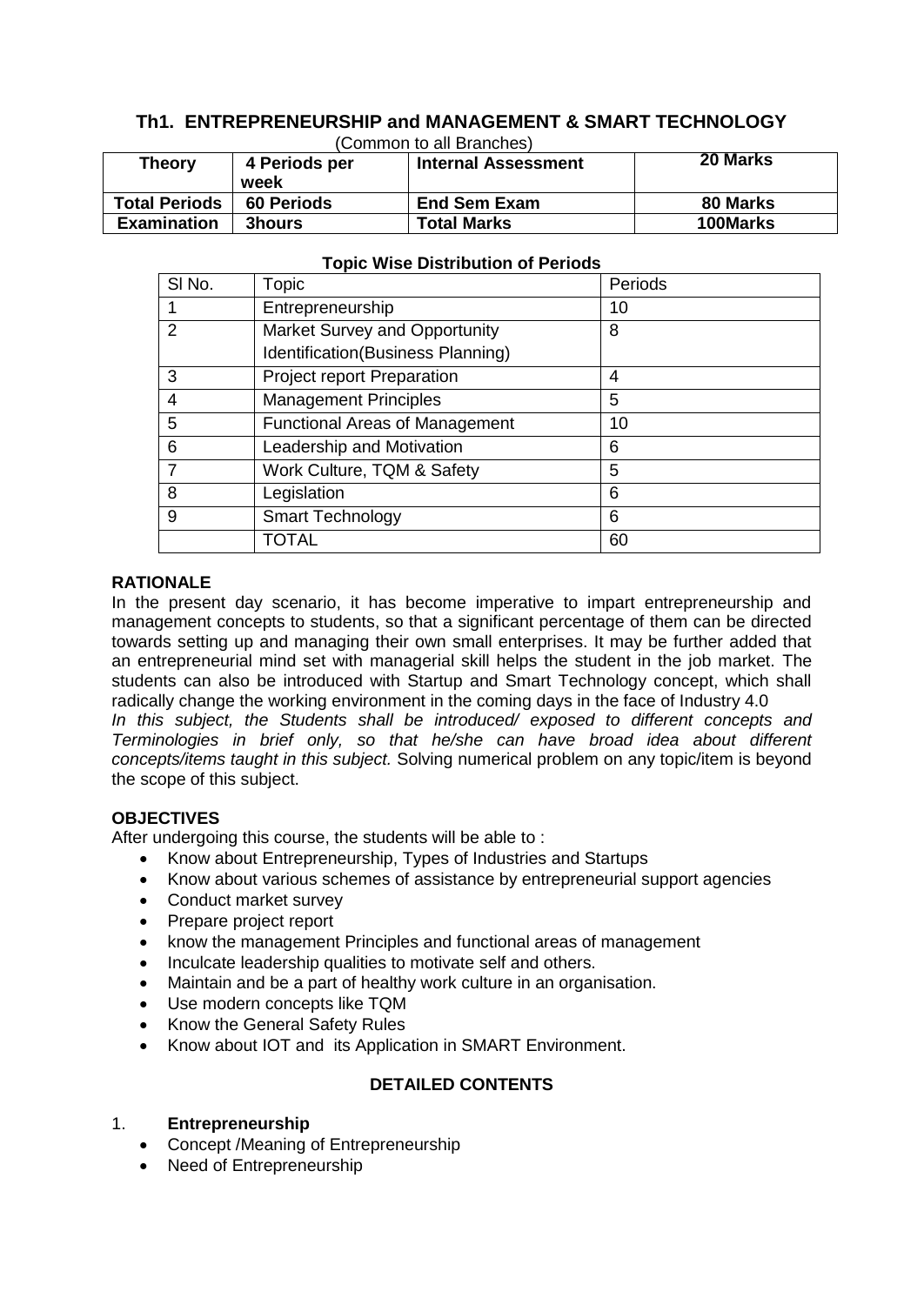## Th1. ENTREPRENEURSHIP and MANAGEMENT & SMART TECHNOLOGY

(Common to all Branches)

| **Theory** | **4 Periods per week** | **Internal Assessment** | **20 Marks** |
|---|---|---|---|
| **Total Periods** | **60 Periods** | **End Sem Exam** | **80 Marks** |
| **Examination** | **3hours** | **Total Marks** | **100Marks** |

**Topic Wise Distribution of Periods**

| Sl No. | Topic | Periods |
|---|---|---|
| 1 | Entrepreneurship | 10 |
| 2 | Market Survey and Opportunity Identification(Business Planning) | 8 |
| 3 | Project report Preparation | 4 |
| 4 | Management Principles | 5 |
| 5 | Functional Areas of Management | 10 |
| 6 | Leadership and Motivation | 6 |
| 7 | Work Culture, TQM & Safety | 5 |
| 8 | Legislation | 6 |
| 9 | Smart Technology | 6 |
| | TOTAL | 60 |

**RATIONALE**

In the present day scenario, it has become imperative to impart entrepreneurship and management concepts to students, so that a significant percentage of them can be directed towards setting up and managing their own small enterprises. It may be further added that an entrepreneurial mind set with managerial skill helps the student in the job market. The students can also be introduced with Startup and Smart Technology concept, which shall radically change the working environment in the coming days in the face of Industry 4.0

*In this subject, the Students shall be introduced/ exposed to different concepts and Terminologies in brief only, so that he/she can have broad idea about different concepts/items taught in this subject.* Solving numerical problem on any topic/item is beyond the scope of this subject.

**OBJECTIVES**

After undergoing this course, the students will be able to :

- Know about Entrepreneurship, Types of Industries and Startups
- Know about various schemes of assistance by entrepreneurial support agencies
- Conduct market survey
- Prepare project report
- know the management Principles and functional areas of management
- Inculcate leadership qualities to motivate self and others.
- Maintain and be a part of healthy work culture in an organisation.
- Use modern concepts like TQM
- Know the General Safety Rules
- Know about IOT and its Application in SMART Environment.

**DETAILED CONTENTS**

1. **Entrepreneurship**
   - Concept /Meaning of Entrepreneurship
   - Need of Entrepreneurship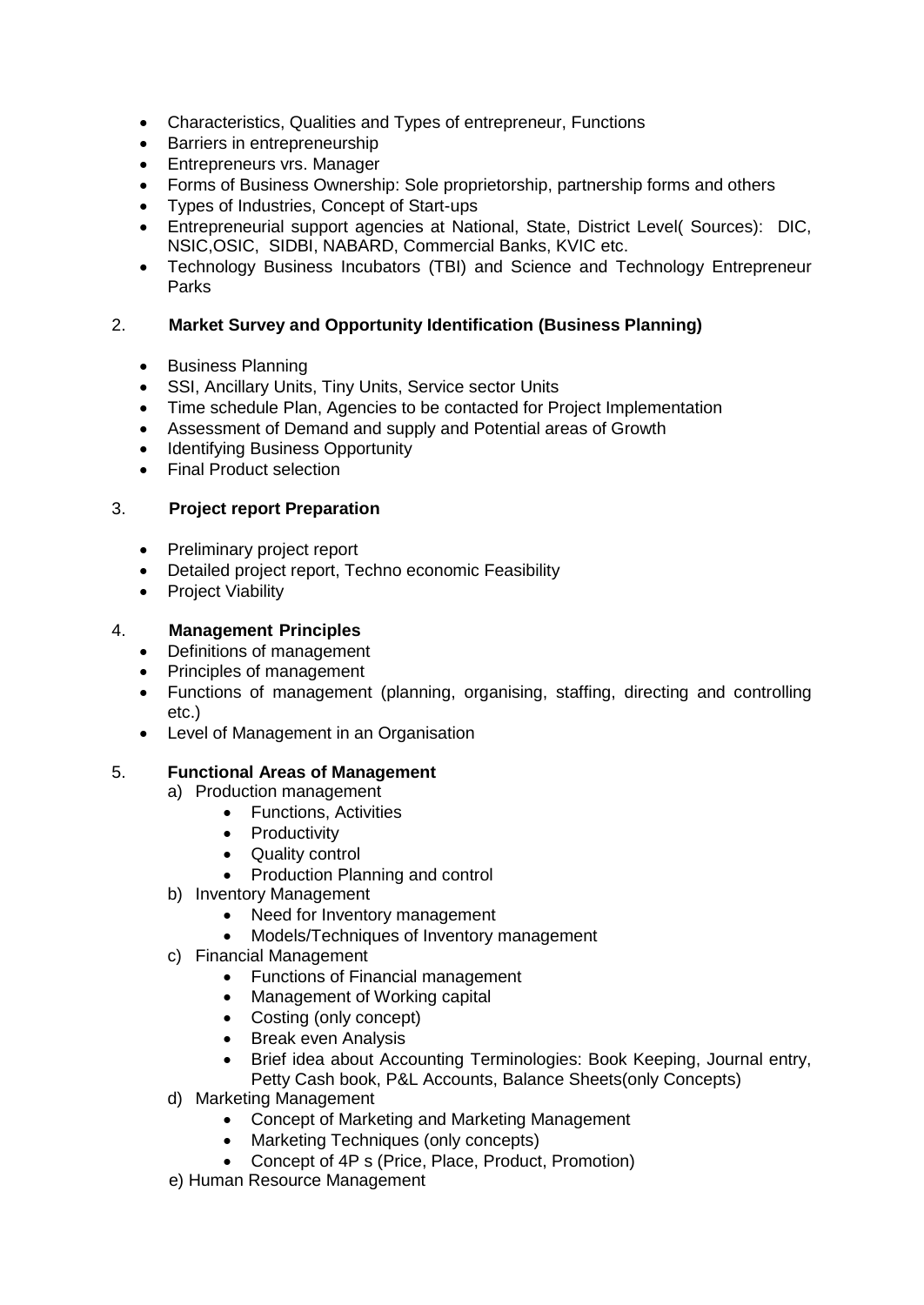- Characteristics, Qualities and Types of entrepreneur, Functions
- Barriers in entrepreneurship
- Entrepreneurs vrs. Manager
- Forms of Business Ownership: Sole proprietorship, partnership forms and others
- Types of Industries, Concept of Start-ups
- Entrepreneurial support agencies at National, State, District Level( Sources): DIC, NSIC,OSIC, SIDBI, NABARD, Commercial Banks, KVIC etc.
- Technology Business Incubators (TBI) and Science and Technology Entrepreneur Parks

2. **Market Survey and Opportunity Identification (Business Planning)**

- Business Planning
- SSI, Ancillary Units, Tiny Units, Service sector Units
- Time schedule Plan, Agencies to be contacted for Project Implementation
- Assessment of Demand and supply and Potential areas of Growth
- Identifying Business Opportunity
- Final Product selection

3. **Project report Preparation**

- Preliminary project report
- Detailed project report, Techno economic Feasibility
- Project Viability

4. **Management Principles**

- Definitions of management
- Principles of management
- Functions of management (planning, organising, staffing, directing and controlling etc.)
- Level of Management in an Organisation

5. **Functional Areas of Management**

a) Production management
   - Functions, Activities
   - Productivity
   - Quality control
   - Production Planning and control

b) Inventory Management
   - Need for Inventory management
   - Models/Techniques of Inventory management

c) Financial Management
   - Functions of Financial management
   - Management of Working capital
   - Costing (only concept)
   - Break even Analysis
   - Brief idea about Accounting Terminologies: Book Keeping, Journal entry, Petty Cash book, P&L Accounts, Balance Sheets(only Concepts)

d) Marketing Management
   - Concept of Marketing and Marketing Management
   - Marketing Techniques (only concepts)
   - Concept of 4P s (Price, Place, Product, Promotion)

e) Human Resource Management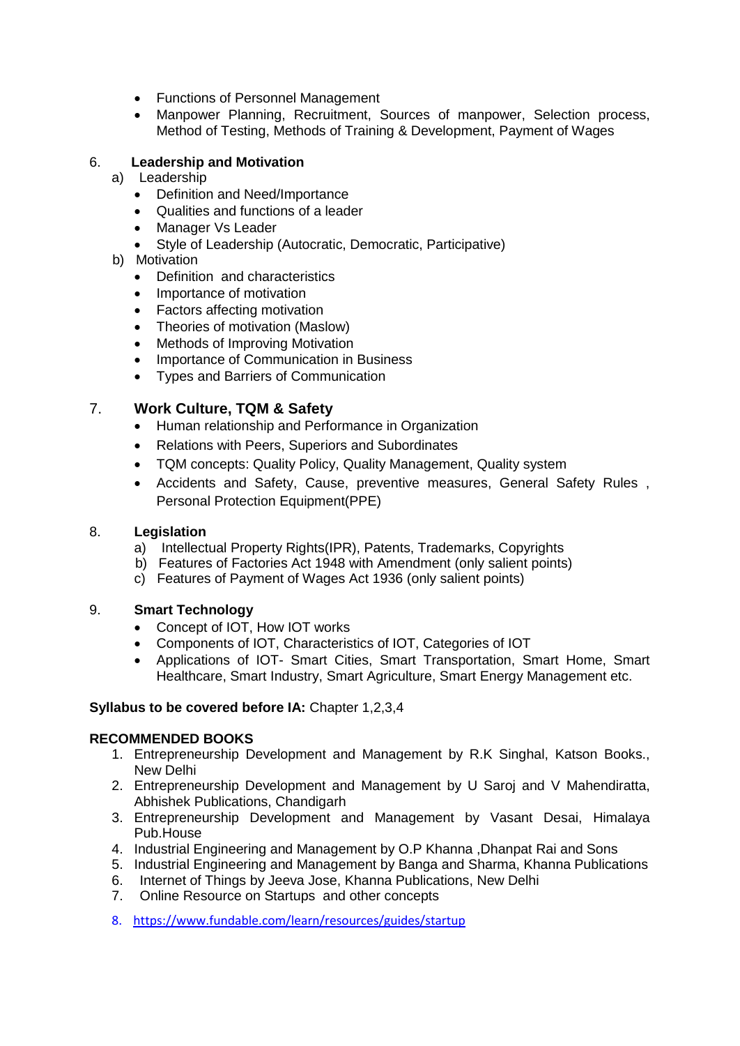- Functions of Personnel Management
- Manpower Planning, Recruitment, Sources of manpower, Selection process, Method of Testing, Methods of Training & Development, Payment of Wages

6. **Leadership and Motivation**

   a) Leadership
   - Definition and Need/Importance
   - Qualities and functions of a leader
   - Manager Vs Leader
   - Style of Leadership (Autocratic, Democratic, Participative)

   b) Motivation
   - Definition and characteristics
   - Importance of motivation
   - Factors affecting motivation
   - Theories of motivation (Maslow)
   - Methods of Improving Motivation
   - Importance of Communication in Business
   - Types and Barriers of Communication

7. **Work Culture, TQM & Safety**
   - Human relationship and Performance in Organization
   - Relations with Peers, Superiors and Subordinates
   - TQM concepts: Quality Policy, Quality Management, Quality system
   - Accidents and Safety, Cause, preventive measures, General Safety Rules , Personal Protection Equipment(PPE)

8. **Legislation**

   a) Intellectual Property Rights(IPR), Patents, Trademarks, Copyrights
   b) Features of Factories Act 1948 with Amendment (only salient points)
   c) Features of Payment of Wages Act 1936 (only salient points)

9. **Smart Technology**
   - Concept of IOT, How IOT works
   - Components of IOT, Characteristics of IOT, Categories of IOT
   - Applications of IOT- Smart Cities, Smart Transportation, Smart Home, Smart Healthcare, Smart Industry, Smart Agriculture, Smart Energy Management etc.

**Syllabus to be covered before IA:** Chapter 1,2,3,4

**RECOMMENDED BOOKS**

1. Entrepreneurship Development and Management by R.K Singhal, Katson Books., New Delhi
2. Entrepreneurship Development and Management by U Saroj and V Mahendiratta, Abhishek Publications, Chandigarh
3. Entrepreneurship Development and Management by Vasant Desai, Himalaya Pub.House
4. Industrial Engineering and Management by O.P Khanna ,Dhanpat Rai and Sons
5. Industrial Engineering and Management by Banga and Sharma, Khanna Publications
6. Internet of Things by Jeeva Jose, Khanna Publications, New Delhi
7. Online Resource on Startups and other concepts
8. https://www.fundable.com/learn/resources/guides/startup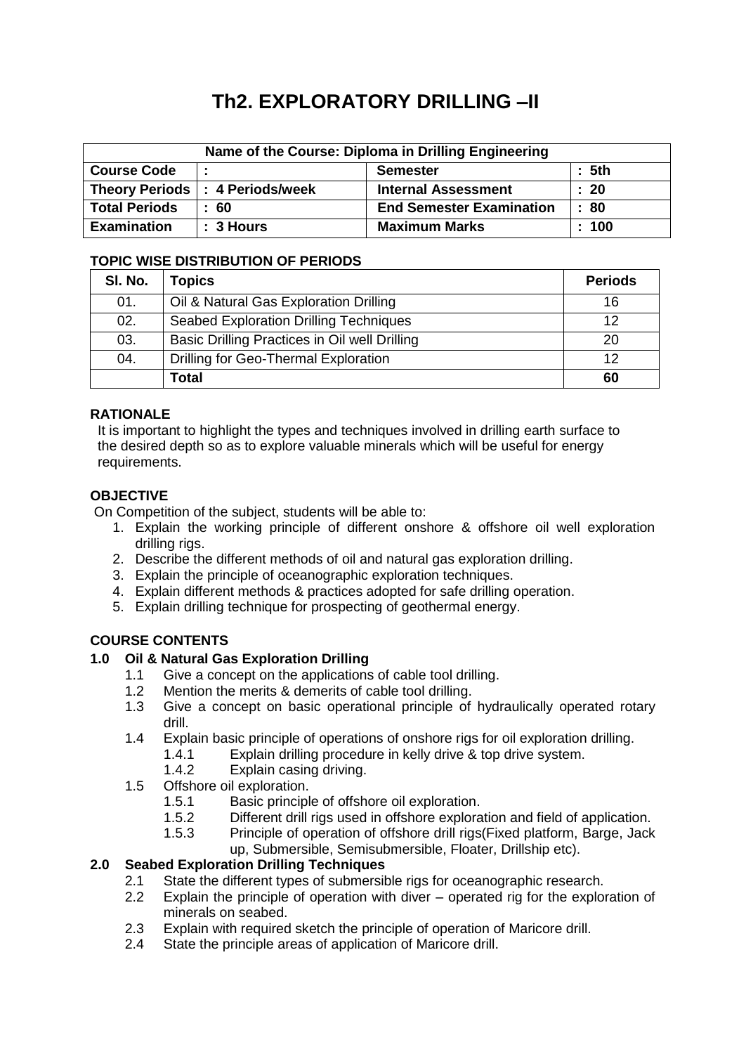# Th2. EXPLORATORY DRILLING –II

| Name of the Course: Diploma in Drilling Engineering | | | |
|---|---|---|---|
| **Course Code** | **:** | **Semester** | **: 5th** |
| **Theory Periods** | **: 4 Periods/week** | **Internal Assessment** | **: 20** |
| **Total Periods** | **: 60** | **End Semester Examination** | **: 80** |
| **Examination** | **: 3 Hours** | **Maximum Marks** | **: 100** |

**TOPIC WISE DISTRIBUTION OF PERIODS**

| Sl. No. | Topics | Periods |
|---|---|---|
| 01. | Oil & Natural Gas Exploration Drilling | 16 |
| 02. | Seabed Exploration Drilling Techniques | 12 |
| 03. | Basic Drilling Practices in Oil well Drilling | 20 |
| 04. | Drilling for Geo-Thermal Exploration | 12 |
| | **Total** | **60** |

**RATIONALE**

It is important to highlight the types and techniques involved in drilling earth surface to the desired depth so as to explore valuable minerals which will be useful for energy requirements.

**OBJECTIVE**

On Competition of the subject, students will be able to:

1. Explain the working principle of different onshore & offshore oil well exploration drilling rigs.
2. Describe the different methods of oil and natural gas exploration drilling.
3. Explain the principle of oceanographic exploration techniques.
4. Explain different methods & practices adopted for safe drilling operation.
5. Explain drilling technique for prospecting of geothermal energy.

**COURSE CONTENTS**

**1.0 Oil & Natural Gas Exploration Drilling**

- 1.1 Give a concept on the applications of cable tool drilling.
- 1.2 Mention the merits & demerits of cable tool drilling.
- 1.3 Give a concept on basic operational principle of hydraulically operated rotary drill.
- 1.4 Explain basic principle of operations of onshore rigs for oil exploration drilling.
  - 1.4.1 Explain drilling procedure in kelly drive & top drive system.
  - 1.4.2 Explain casing driving.
- 1.5 Offshore oil exploration.
  - 1.5.1 Basic principle of offshore oil exploration.
  - 1.5.2 Different drill rigs used in offshore exploration and field of application.
  - 1.5.3 Principle of operation of offshore drill rigs(Fixed platform, Barge, Jack up, Submersible, Semisubmersible, Floater, Drillship etc).

**2.0 Seabed Exploration Drilling Techniques**

- 2.1 State the different types of submersible rigs for oceanographic research.
- 2.2 Explain the principle of operation with diver – operated rig for the exploration of minerals on seabed.
- 2.3 Explain with required sketch the principle of operation of Maricore drill.
- 2.4 State the principle areas of application of Maricore drill.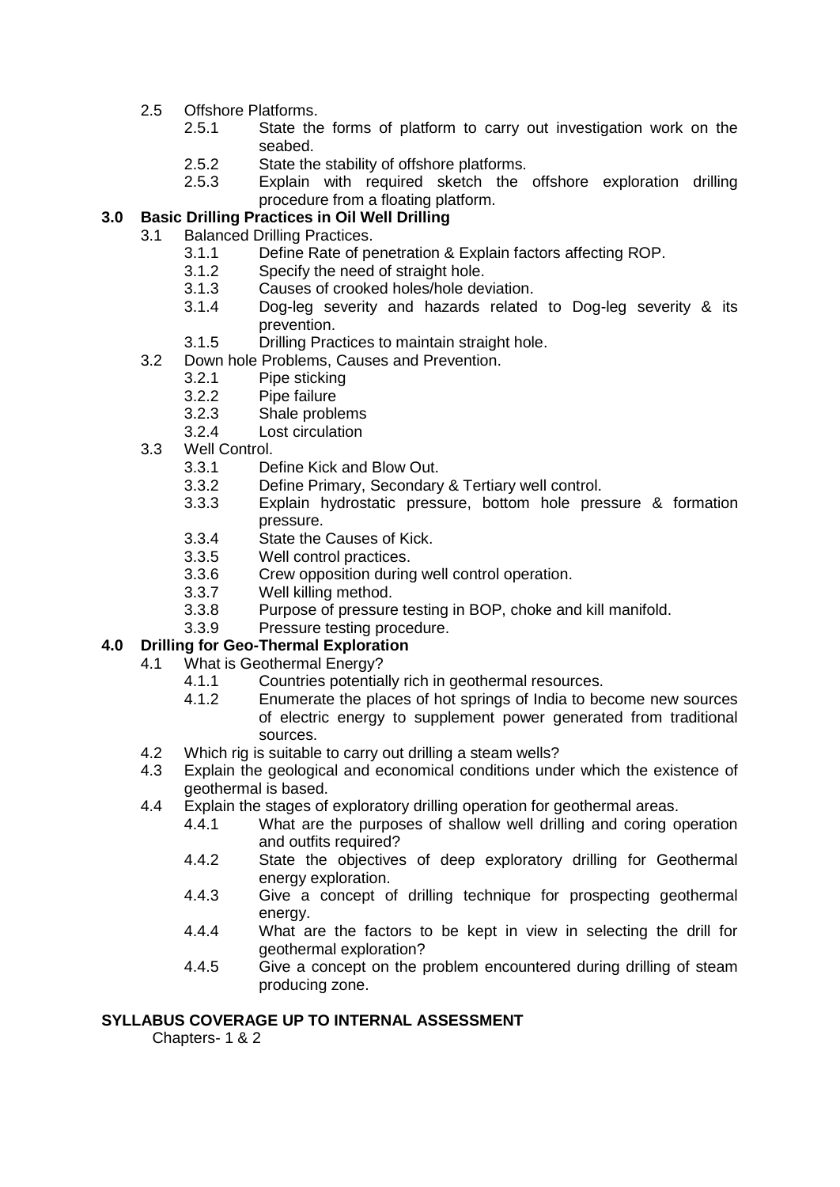- 2.5 Offshore Platforms.
  - 2.5.1 State the forms of platform to carry out investigation work on the seabed.
  - 2.5.2 State the stability of offshore platforms.
  - 2.5.3 Explain with required sketch the offshore exploration drilling procedure from a floating platform.

**3.0 Basic Drilling Practices in Oil Well Drilling**

- 3.1 Balanced Drilling Practices.
  - 3.1.1 Define Rate of penetration & Explain factors affecting ROP.
  - 3.1.2 Specify the need of straight hole.
  - 3.1.3 Causes of crooked holes/hole deviation.
  - 3.1.4 Dog-leg severity and hazards related to Dog-leg severity & its prevention.
  - 3.1.5 Drilling Practices to maintain straight hole.
- 3.2 Down hole Problems, Causes and Prevention.
  - 3.2.1 Pipe sticking
  - 3.2.2 Pipe failure
  - 3.2.3 Shale problems
  - 3.2.4 Lost circulation
- 3.3 Well Control.
  - 3.3.1 Define Kick and Blow Out.
  - 3.3.2 Define Primary, Secondary & Tertiary well control.
  - 3.3.3 Explain hydrostatic pressure, bottom hole pressure & formation pressure.
  - 3.3.4 State the Causes of Kick.
  - 3.3.5 Well control practices.
  - 3.3.6 Crew opposition during well control operation.
  - 3.3.7 Well killing method.
  - 3.3.8 Purpose of pressure testing in BOP, choke and kill manifold.
  - 3.3.9 Pressure testing procedure.

**4.0 Drilling for Geo-Thermal Exploration**

- 4.1 What is Geothermal Energy?
  - 4.1.1 Countries potentially rich in geothermal resources.
  - 4.1.2 Enumerate the places of hot springs of India to become new sources of electric energy to supplement power generated from traditional sources.
- 4.2 Which rig is suitable to carry out drilling a steam wells?
- 4.3 Explain the geological and economical conditions under which the existence of geothermal is based.
- 4.4 Explain the stages of exploratory drilling operation for geothermal areas.
  - 4.4.1 What are the purposes of shallow well drilling and coring operation and outfits required?
  - 4.4.2 State the objectives of deep exploratory drilling for Geothermal energy exploration.
  - 4.4.3 Give a concept of drilling technique for prospecting geothermal energy.
  - 4.4.4 What are the factors to be kept in view in selecting the drill for geothermal exploration?
  - 4.4.5 Give a concept on the problem encountered during drilling of steam producing zone.

**SYLLABUS COVERAGE UP TO INTERNAL ASSESSMENT**

Chapters- 1 & 2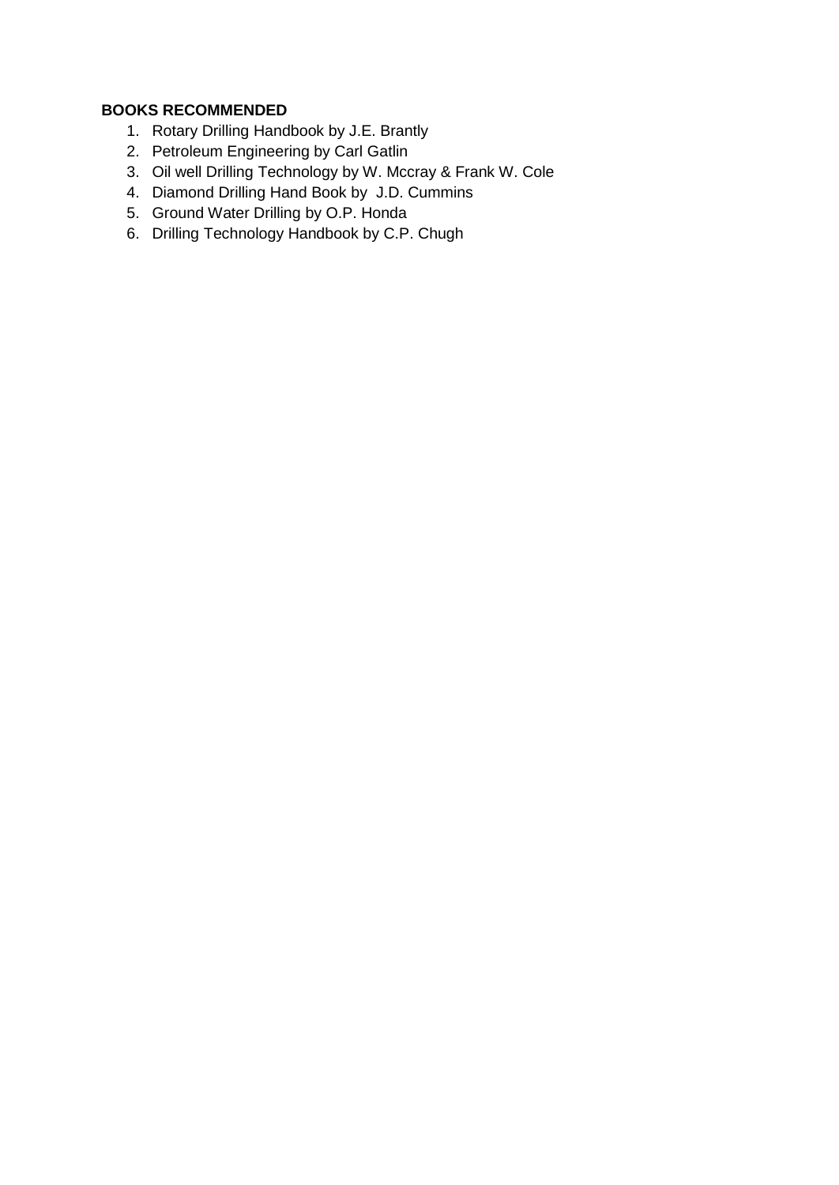**BOOKS RECOMMENDED**

1. Rotary Drilling Handbook by J.E. Brantly
2. Petroleum Engineering by Carl Gatlin
3. Oil well Drilling Technology by W. Mccray & Frank W. Cole
4. Diamond Drilling Hand Book by J.D. Cummins
5. Ground Water Drilling by O.P. Honda
6. Drilling Technology Handbook by C.P. Chugh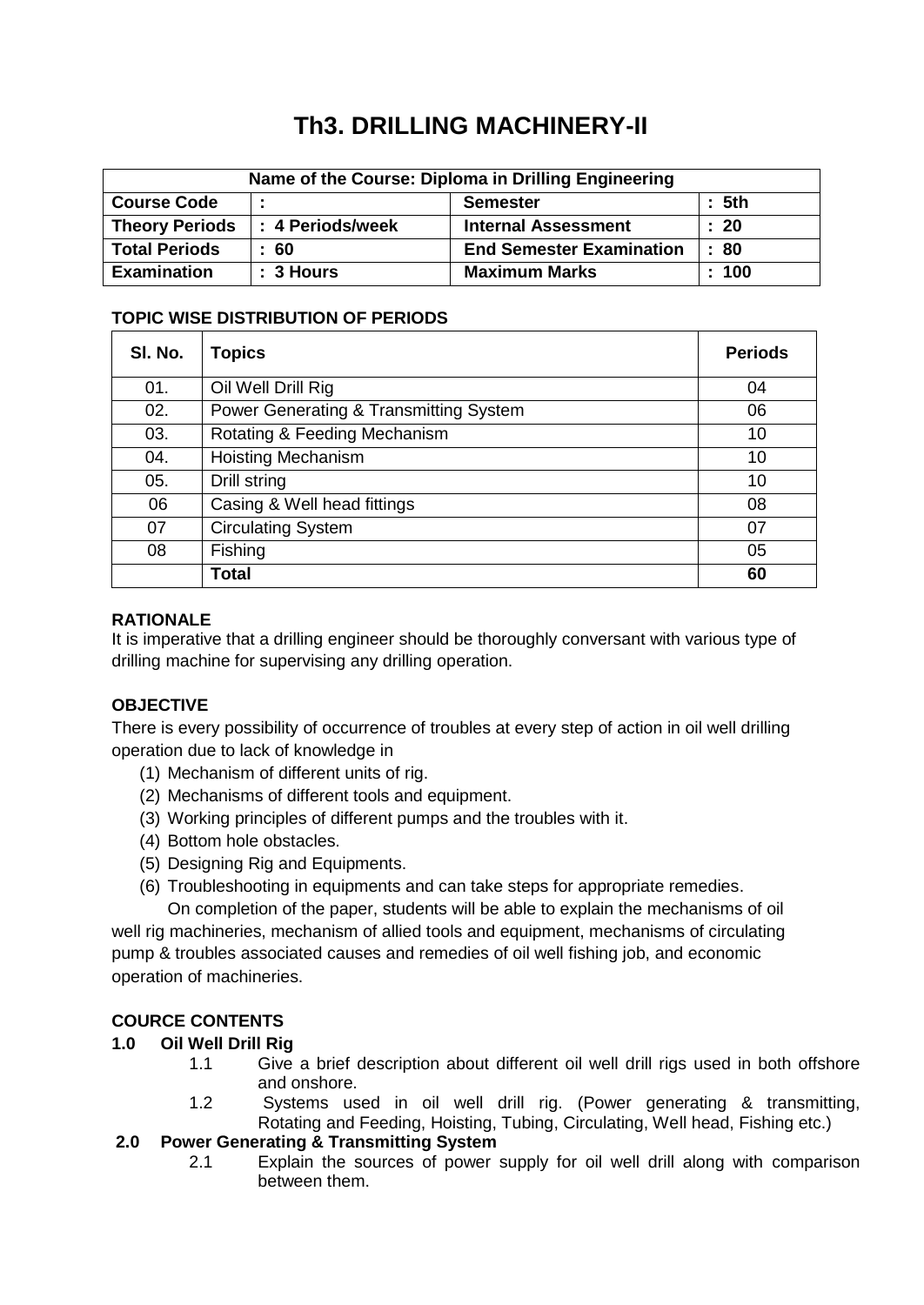# Th3. DRILLING MACHINERY-II

| Name of the Course: Diploma in Drilling Engineering | | | |
|---|---|---|---|
| **Course Code** | : | **Semester** | : 5th |
| **Theory Periods** | : 4 Periods/week | **Internal Assessment** | : 20 |
| **Total Periods** | : 60 | **End Semester Examination** | : 80 |
| **Examination** | : 3 Hours | **Maximum Marks** | : 100 |

**TOPIC WISE DISTRIBUTION OF PERIODS**

| Sl. No. | Topics | Periods |
|---|---|---|
| 01. | Oil Well Drill Rig | 04 |
| 02. | Power Generating & Transmitting System | 06 |
| 03. | Rotating & Feeding Mechanism | 10 |
| 04. | Hoisting Mechanism | 10 |
| 05. | Drill string | 10 |
| 06 | Casing & Well head fittings | 08 |
| 07 | Circulating System | 07 |
| 08 | Fishing | 05 |
| | **Total** | **60** |

**RATIONALE**

It is imperative that a drilling engineer should be thoroughly conversant with various type of drilling machine for supervising any drilling operation.

**OBJECTIVE**

There is every possibility of occurrence of troubles at every step of action in oil well drilling operation due to lack of knowledge in

1. Mechanism of different units of rig.
2. Mechanisms of different tools and equipment.
3. Working principles of different pumps and the troubles with it.
4. Bottom hole obstacles.
5. Designing Rig and Equipments.
6. Troubleshooting in equipments and can take steps for appropriate remedies.

On completion of the paper, students will be able to explain the mechanisms of oil well rig machineries, mechanism of allied tools and equipment, mechanisms of circulating pump & troubles associated causes and remedies of oil well fishing job, and economic operation of machineries.

**COURCE CONTENTS**

**1.0 Oil Well Drill Rig**

- 1.1 Give a brief description about different oil well drill rigs used in both offshore and onshore.
- 1.2 Systems used in oil well drill rig. (Power generating & transmitting, Rotating and Feeding, Hoisting, Tubing, Circulating, Well head, Fishing etc.)

**2.0 Power Generating & Transmitting System**

- 2.1 Explain the sources of power supply for oil well drill along with comparison between them.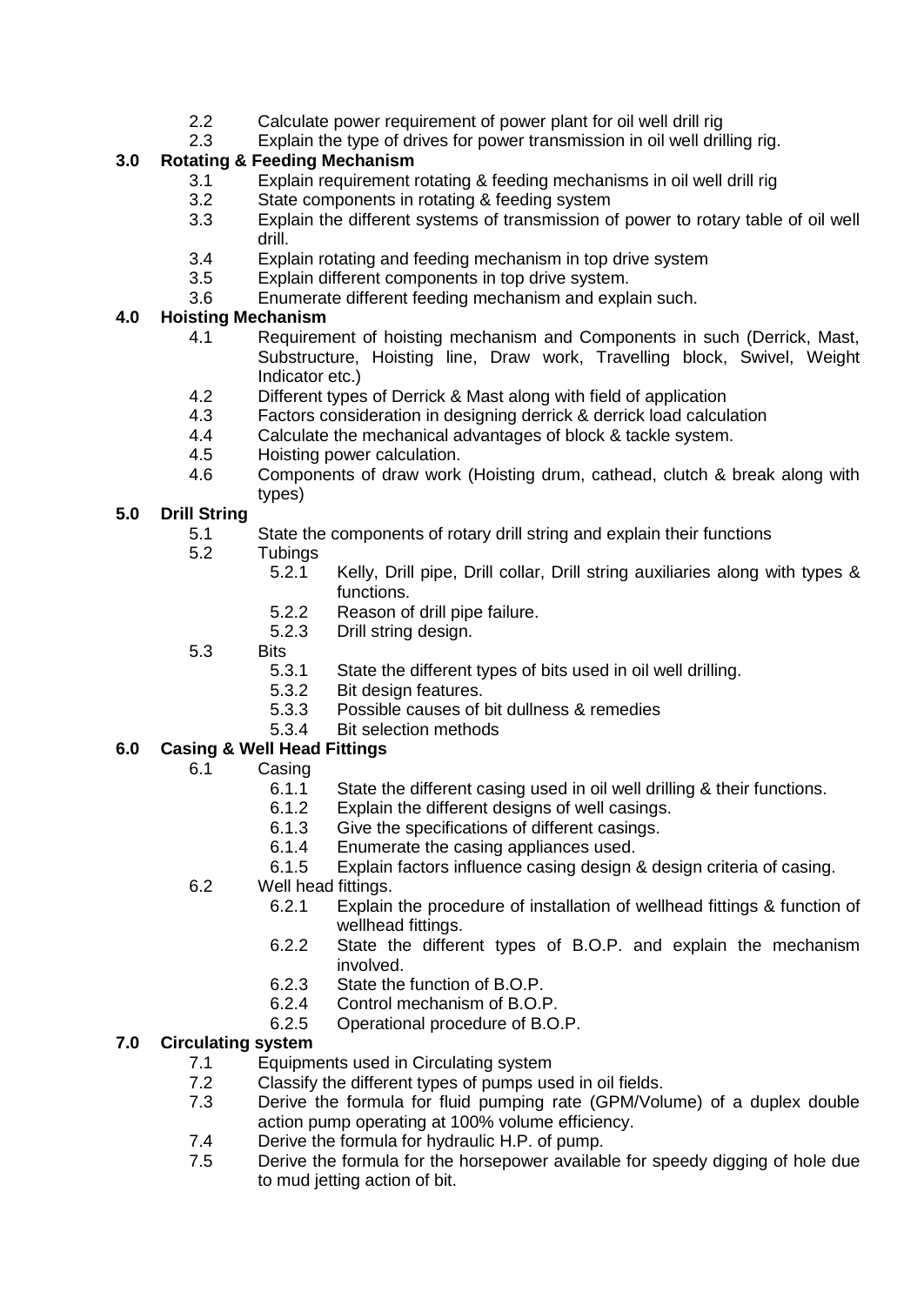- 2.2 Calculate power requirement of power plant for oil well drill rig
- 2.3 Explain the type of drives for power transmission in oil well drilling rig.

**3.0 Rotating & Feeding Mechanism**

- 3.1 Explain requirement rotating & feeding mechanisms in oil well drill rig
- 3.2 State components in rotating & feeding system
- 3.3 Explain the different systems of transmission of power to rotary table of oil well drill.
- 3.4 Explain rotating and feeding mechanism in top drive system
- 3.5 Explain different components in top drive system.
- 3.6 Enumerate different feeding mechanism and explain such.

**4.0 Hoisting Mechanism**

- 4.1 Requirement of hoisting mechanism and Components in such (Derrick, Mast, Substructure, Hoisting line, Draw work, Travelling block, Swivel, Weight Indicator etc.)
- 4.2 Different types of Derrick & Mast along with field of application
- 4.3 Factors consideration in designing derrick & derrick load calculation
- 4.4 Calculate the mechanical advantages of block & tackle system.
- 4.5 Hoisting power calculation.
- 4.6 Components of draw work (Hoisting drum, cathead, clutch & break along with types)

**5.0 Drill String**

- 5.1 State the components of rotary drill string and explain their functions
- 5.2 Tubings
  - 5.2.1 Kelly, Drill pipe, Drill collar, Drill string auxiliaries along with types & functions.
  - 5.2.2 Reason of drill pipe failure.
  - 5.2.3 Drill string design.
- 5.3 Bits
  - 5.3.1 State the different types of bits used in oil well drilling.
  - 5.3.2 Bit design features.
  - 5.3.3 Possible causes of bit dullness & remedies
  - 5.3.4 Bit selection methods

**6.0 Casing & Well Head Fittings**

- 6.1 Casing
  - 6.1.1 State the different casing used in oil well drilling & their functions.
  - 6.1.2 Explain the different designs of well casings.
  - 6.1.3 Give the specifications of different casings.
  - 6.1.4 Enumerate the casing appliances used.
  - 6.1.5 Explain factors influence casing design & design criteria of casing.
- 6.2 Well head fittings.
  - 6.2.1 Explain the procedure of installation of wellhead fittings & function of wellhead fittings.
  - 6.2.2 State the different types of B.O.P. and explain the mechanism involved.
  - 6.2.3 State the function of B.O.P.
  - 6.2.4 Control mechanism of B.O.P.
  - 6.2.5 Operational procedure of B.O.P.

**7.0 Circulating system**

- 7.1 Equipments used in Circulating system
- 7.2 Classify the different types of pumps used in oil fields.
- 7.3 Derive the formula for fluid pumping rate (GPM/Volume) of a duplex double action pump operating at 100% volume efficiency.
- 7.4 Derive the formula for hydraulic H.P. of pump.
- 7.5 Derive the formula for the horsepower available for speedy digging of hole due to mud jetting action of bit.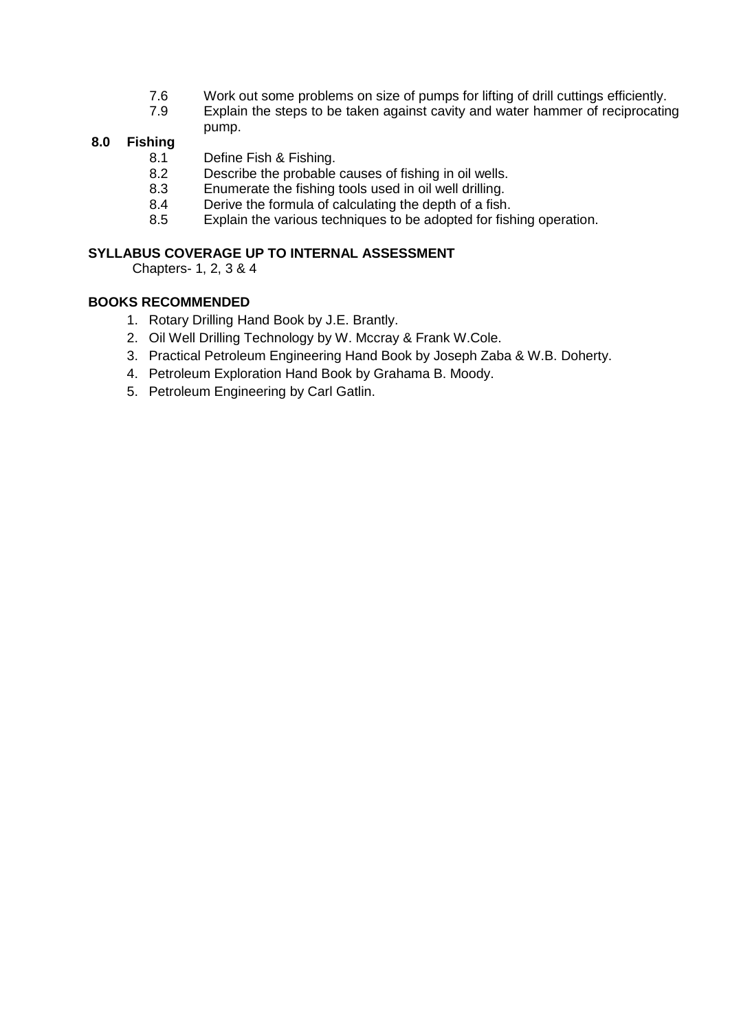7.6 Work out some problems on size of pumps for lifting of drill cuttings efficiently.

7.9 Explain the steps to be taken against cavity and water hammer of reciprocating pump.

## 8.0 Fishing

8.1 Define Fish & Fishing.

8.2 Describe the probable causes of fishing in oil wells.

8.3 Enumerate the fishing tools used in oil well drilling.

8.4 Derive the formula of calculating the depth of a fish.

8.5 Explain the various techniques to be adopted for fishing operation.

### SYLLABUS COVERAGE UP TO INTERNAL ASSESSMENT

Chapters- 1, 2, 3 & 4

### BOOKS RECOMMENDED

1. Rotary Drilling Hand Book by J.E. Brantly.
2. Oil Well Drilling Technology by W. Mccray & Frank W.Cole.
3. Practical Petroleum Engineering Hand Book by Joseph Zaba & W.B. Doherty.
4. Petroleum Exploration Hand Book by Grahama B. Moody.
5. Petroleum Engineering by Carl Gatlin.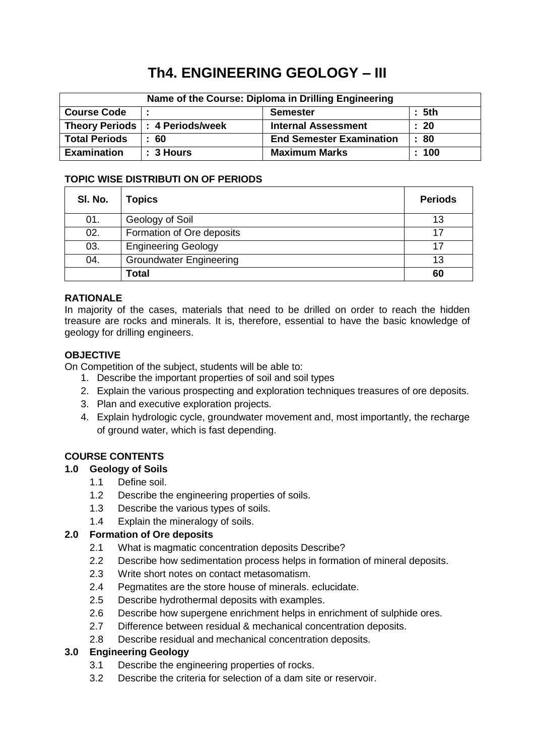# Th4. ENGINEERING GEOLOGY – III

| Name of the Course: Diploma in Drilling Engineering | | | |
|---|---|---|---|
| **Course Code** | **:** | **Semester** | **: 5th** |
| **Theory Periods** | **: 4 Periods/week** | **Internal Assessment** | **: 20** |
| **Total Periods** | **: 60** | **End Semester Examination** | **: 80** |
| **Examination** | **: 3 Hours** | **Maximum Marks** | **: 100** |

**TOPIC WISE DISTRIBUTI ON OF PERIODS**

| Sl. No. | Topics | Periods |
|---|---|---|
| 01. | Geology of Soil | 13 |
| 02. | Formation of Ore deposits | 17 |
| 03. | Engineering Geology | 17 |
| 04. | Groundwater Engineering | 13 |
| | **Total** | **60** |

**RATIONALE**

In majority of the cases, materials that need to be drilled on order to reach the hidden treasure are rocks and minerals. It is, therefore, essential to have the basic knowledge of geology for drilling engineers.

**OBJECTIVE**

On Competition of the subject, students will be able to:

1. Describe the important properties of soil and soil types
2. Explain the various prospecting and exploration techniques treasures of ore deposits.
3. Plan and executive exploration projects.
4. Explain hydrologic cycle, groundwater movement and, most importantly, the recharge of ground water, which is fast depending.

**COURSE CONTENTS**

**1.0 Geology of Soils**

- 1.1 Define soil.
- 1.2 Describe the engineering properties of soils.
- 1.3 Describe the various types of soils.
- 1.4 Explain the mineralogy of soils.

**2.0 Formation of Ore deposits**

- 2.1 What is magmatic concentration deposits Describe?
- 2.2 Describe how sedimentation process helps in formation of mineral deposits.
- 2.3 Write short notes on contact metasomatism.
- 2.4 Pegmatites are the store house of minerals. eclucidate.
- 2.5 Describe hydrothermal deposits with examples.
- 2.6 Describe how supergene enrichment helps in enrichment of sulphide ores.
- 2.7 Difference between residual & mechanical concentration deposits.
- 2.8 Describe residual and mechanical concentration deposits.

**3.0 Engineering Geology**

- 3.1 Describe the engineering properties of rocks.
- 3.2 Describe the criteria for selection of a dam site or reservoir.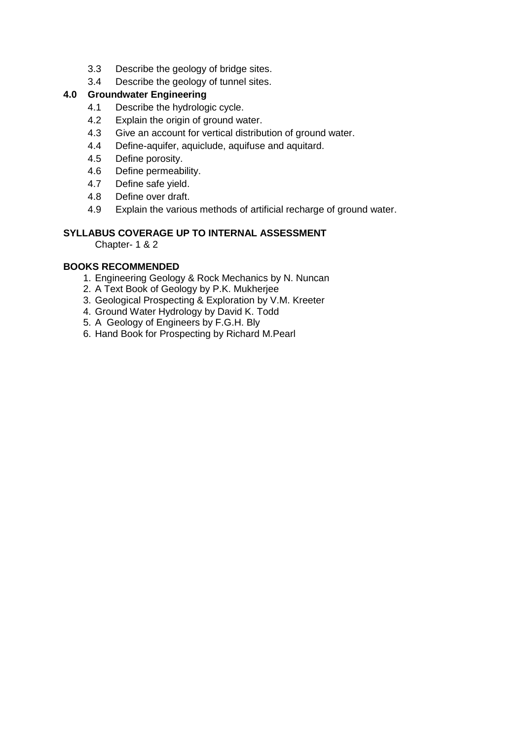3.3 Describe the geology of bridge sites.
3.4 Describe the geology of tunnel sites.

**4.0 Groundwater Engineering**

4.1 Describe the hydrologic cycle.
4.2 Explain the origin of ground water.
4.3 Give an account for vertical distribution of ground water.
4.4 Define-aquifer, aquiclude, aquifuse and aquitard.
4.5 Define porosity.
4.6 Define permeability.
4.7 Define safe yield.
4.8 Define over draft.
4.9 Explain the various methods of artificial recharge of ground water.

**SYLLABUS COVERAGE UP TO INTERNAL ASSESSMENT**

Chapter- 1 & 2

**BOOKS RECOMMENDED**

1. Engineering Geology & Rock Mechanics by N. Nuncan
2. A Text Book of Geology by P.K. Mukherjee
3. Geological Prospecting & Exploration by V.M. Kreeter
4. Ground Water Hydrology by David K. Todd
5. A Geology of Engineers by F.G.H. Bly
6. Hand Book for Prospecting by Richard M.Pearl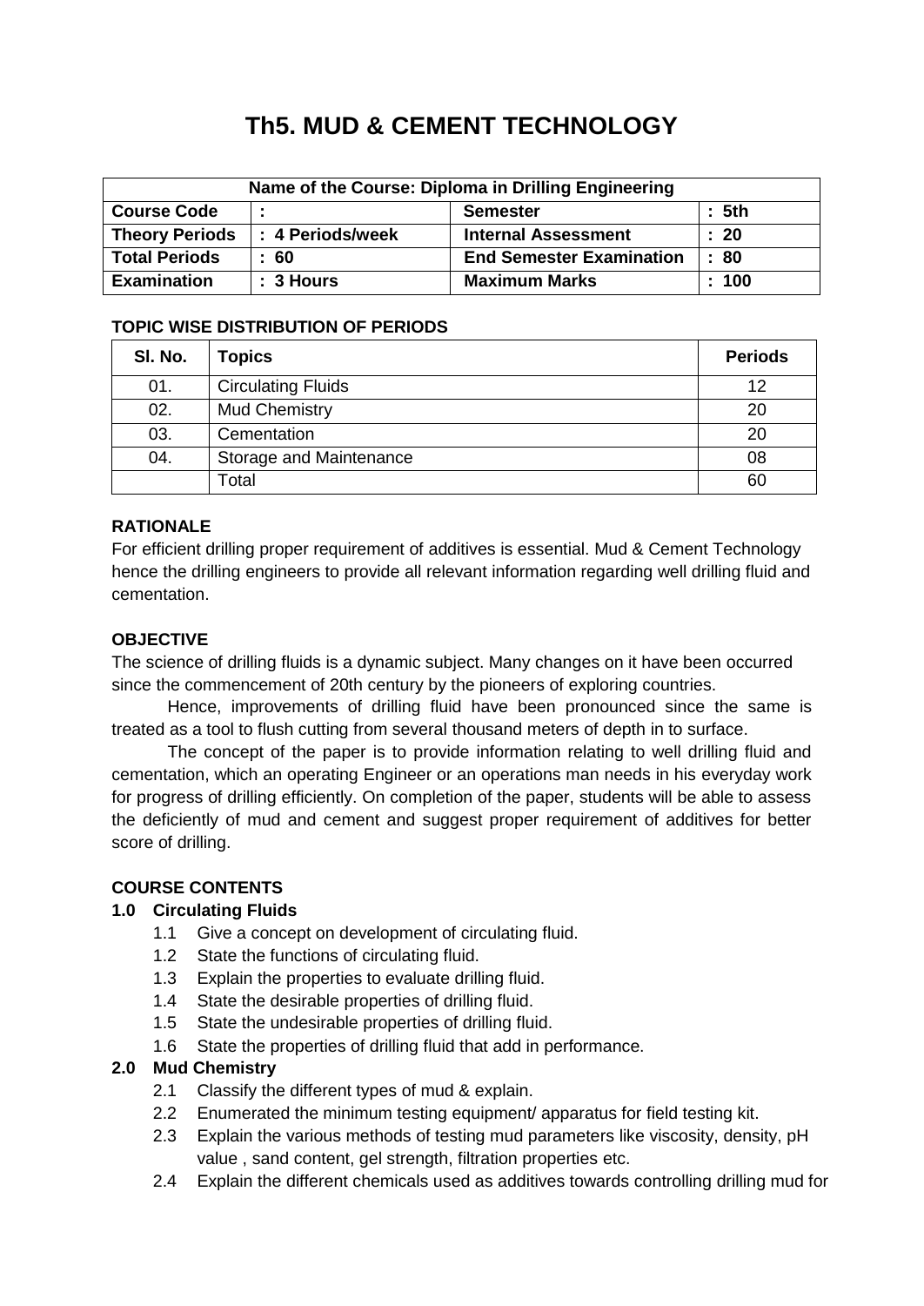# Th5. MUD & CEMENT TECHNOLOGY

| Name of the Course: Diploma in Drilling Engineering | | | |
|---|---|---|---|
| **Course Code** | : | **Semester** | : 5th |
| **Theory Periods** | : 4 Periods/week | **Internal Assessment** | : 20 |
| **Total Periods** | : 60 | **End Semester Examination** | : 80 |
| **Examination** | : 3 Hours | **Maximum Marks** | : 100 |

**TOPIC WISE DISTRIBUTION OF PERIODS**

| Sl. No. | Topics | Periods |
|---|---|---|
| 01. | Circulating Fluids | 12 |
| 02. | Mud Chemistry | 20 |
| 03. | Cementation | 20 |
| 04. | Storage and Maintenance | 08 |
| | Total | 60 |

**RATIONALE**

For efficient drilling proper requirement of additives is essential. Mud & Cement Technology hence the drilling engineers to provide all relevant information regarding well drilling fluid and cementation.

**OBJECTIVE**

The science of drilling fluids is a dynamic subject. Many changes on it have been occurred since the commencement of 20th century by the pioneers of exploring countries.

Hence, improvements of drilling fluid have been pronounced since the same is treated as a tool to flush cutting from several thousand meters of depth in to surface.

The concept of the paper is to provide information relating to well drilling fluid and cementation, which an operating Engineer or an operations man needs in his everyday work for progress of drilling efficiently. On completion of the paper, students will be able to assess the deficiently of mud and cement and suggest proper requirement of additives for better score of drilling.

**COURSE CONTENTS**

**1.0 Circulating Fluids**

- 1.1 Give a concept on development of circulating fluid.
- 1.2 State the functions of circulating fluid.
- 1.3 Explain the properties to evaluate drilling fluid.
- 1.4 State the desirable properties of drilling fluid.
- 1.5 State the undesirable properties of drilling fluid.
- 1.6 State the properties of drilling fluid that add in performance.

**2.0 Mud Chemistry**

- 2.1 Classify the different types of mud & explain.
- 2.2 Enumerated the minimum testing equipment/ apparatus for field testing kit.
- 2.3 Explain the various methods of testing mud parameters like viscosity, density, pH value , sand content, gel strength, filtration properties etc.
- 2.4 Explain the different chemicals used as additives towards controlling drilling mud for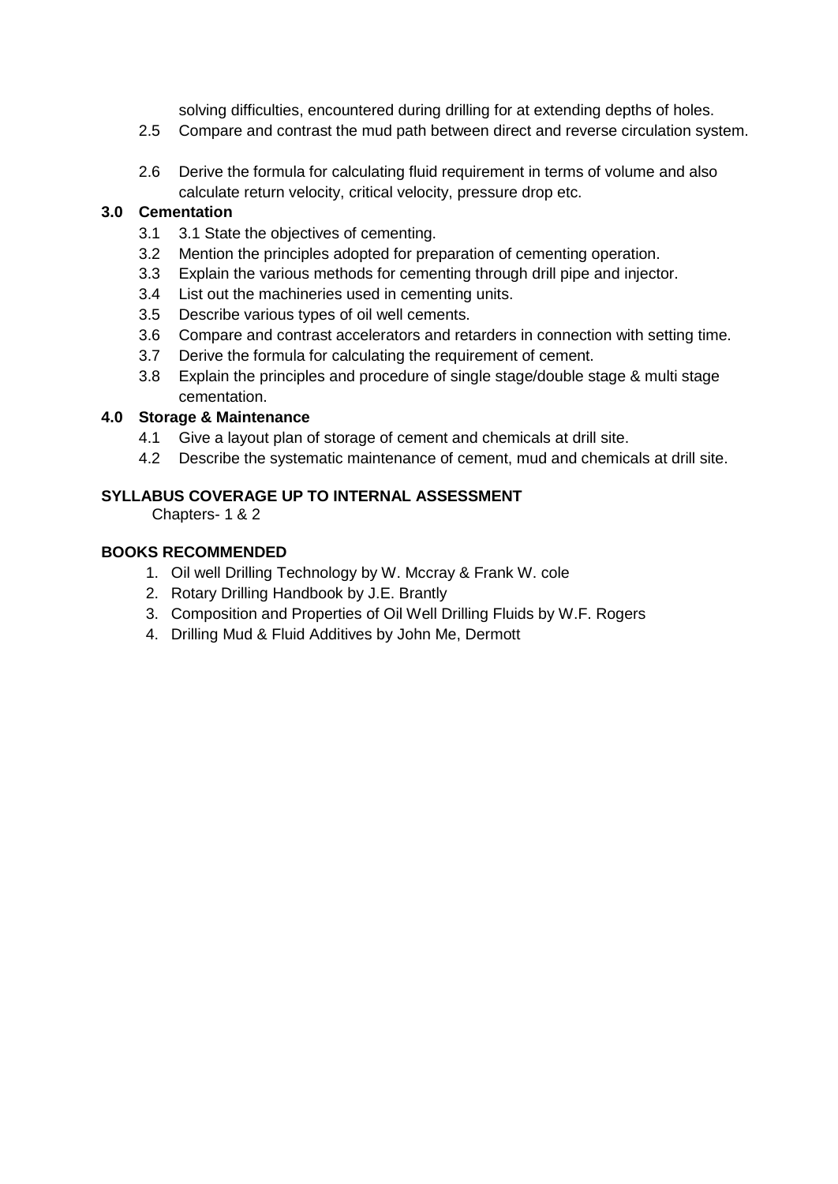solving difficulties, encountered during drilling for at extending depths of holes.

2.5 Compare and contrast the mud path between direct and reverse circulation system.

2.6 Derive the formula for calculating fluid requirement in terms of volume and also calculate return velocity, critical velocity, pressure drop etc.

**3.0 Cementation**

3.1 3.1 State the objectives of cementing.

3.2 Mention the principles adopted for preparation of cementing operation.

3.3 Explain the various methods for cementing through drill pipe and injector.

3.4 List out the machineries used in cementing units.

3.5 Describe various types of oil well cements.

3.6 Compare and contrast accelerators and retarders in connection with setting time.

3.7 Derive the formula for calculating the requirement of cement.

3.8 Explain the principles and procedure of single stage/double stage & multi stage cementation.

**4.0 Storage & Maintenance**

4.1 Give a layout plan of storage of cement and chemicals at drill site.

4.2 Describe the systematic maintenance of cement, mud and chemicals at drill site.

**SYLLABUS COVERAGE UP TO INTERNAL ASSESSMENT**

Chapters- 1 & 2

**BOOKS RECOMMENDED**

1. Oil well Drilling Technology by W. Mccray & Frank W. cole
2. Rotary Drilling Handbook by J.E. Brantly
3. Composition and Properties of Oil Well Drilling Fluids by W.F. Rogers
4. Drilling Mud & Fluid Additives by John Me, Dermott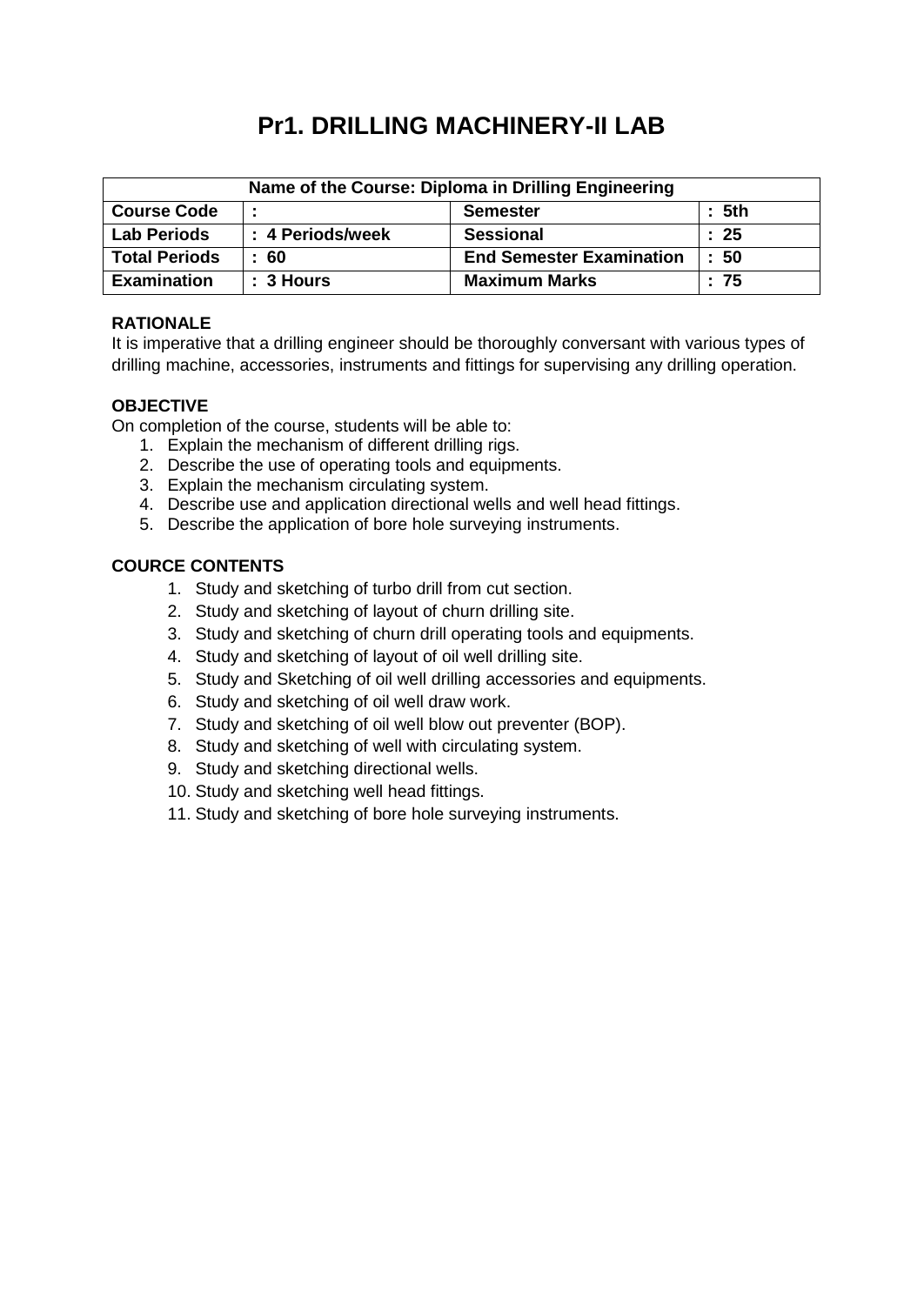# Pr1. DRILLING MACHINERY-II LAB

| Name of the Course: Diploma in Drilling Engineering | | | |
|---|---|---|---|
| **Course Code** | **:** | **Semester** | **: 5th** |
| **Lab Periods** | **: 4 Periods/week** | **Sessional** | **: 25** |
| **Total Periods** | **: 60** | **End Semester Examination** | **: 50** |
| **Examination** | **: 3 Hours** | **Maximum Marks** | **: 75** |

**RATIONALE**

It is imperative that a drilling engineer should be thoroughly conversant with various types of drilling machine, accessories, instruments and fittings for supervising any drilling operation.

**OBJECTIVE**

On completion of the course, students will be able to:

1. Explain the mechanism of different drilling rigs.
2. Describe the use of operating tools and equipments.
3. Explain the mechanism circulating system.
4. Describe use and application directional wells and well head fittings.
5. Describe the application of bore hole surveying instruments.

**COURCE CONTENTS**

1. Study and sketching of turbo drill from cut section.
2. Study and sketching of layout of churn drilling site.
3. Study and sketching of churn drill operating tools and equipments.
4. Study and sketching of layout of oil well drilling site.
5. Study and Sketching of oil well drilling accessories and equipments.
6. Study and sketching of oil well draw work.
7. Study and sketching of oil well blow out preventer (BOP).
8. Study and sketching of well with circulating system.
9. Study and sketching directional wells.
10. Study and sketching well head fittings.
11. Study and sketching of bore hole surveying instruments.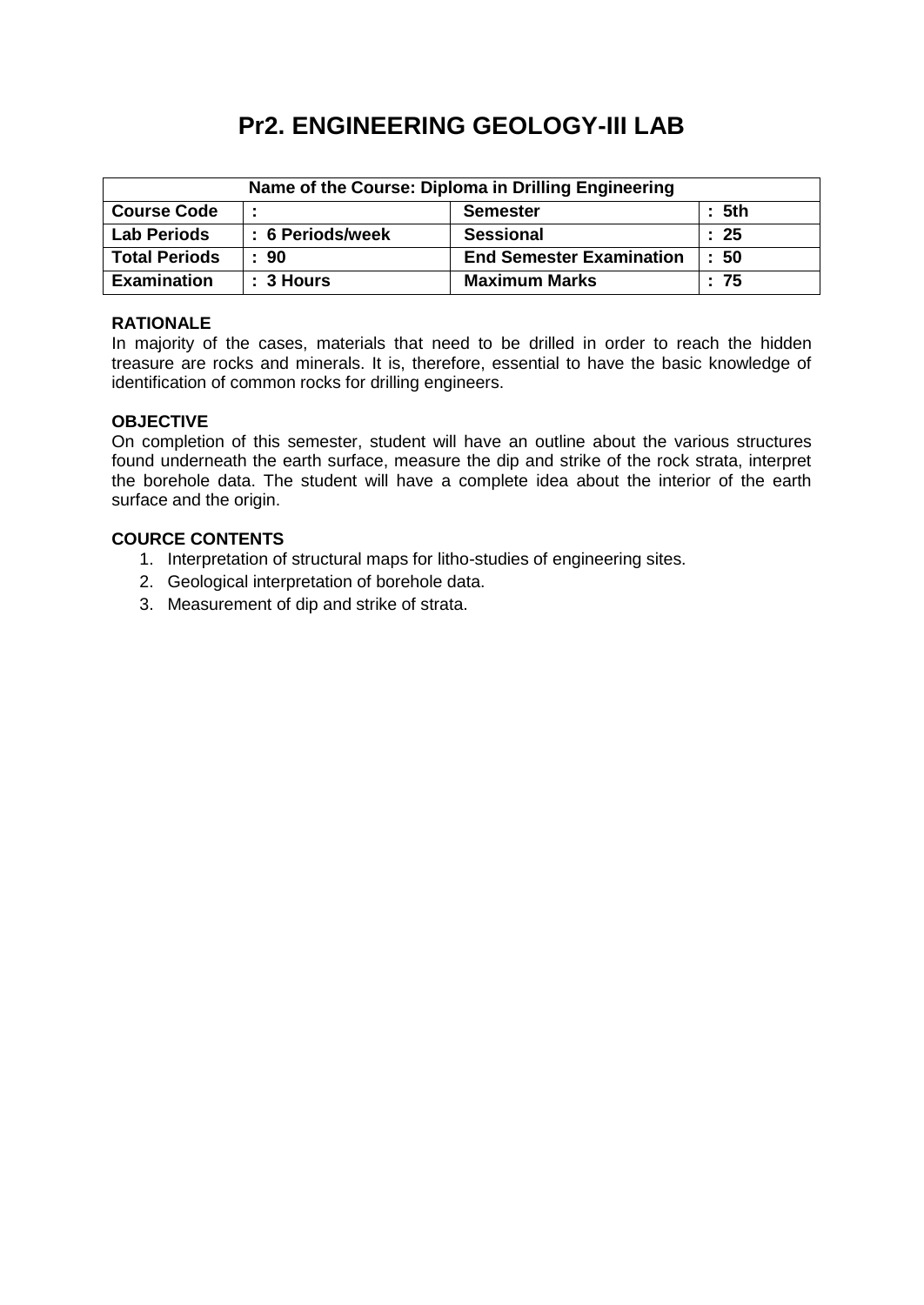# Pr2. ENGINEERING GEOLOGY-III LAB

| Name of the Course: Diploma in Drilling Engineering | | | |
|---|---|---|---|
| **Course Code** | **:** | **Semester** | **: 5th** |
| **Lab Periods** | **: 6 Periods/week** | **Sessional** | **: 25** |
| **Total Periods** | **: 90** | **End Semester Examination** | **: 50** |
| **Examination** | **: 3 Hours** | **Maximum Marks** | **: 75** |

**RATIONALE**

In majority of the cases, materials that need to be drilled in order to reach the hidden treasure are rocks and minerals. It is, therefore, essential to have the basic knowledge of identification of common rocks for drilling engineers.

**OBJECTIVE**

On completion of this semester, student will have an outline about the various structures found underneath the earth surface, measure the dip and strike of the rock strata, interpret the borehole data. The student will have a complete idea about the interior of the earth surface and the origin.

**COURCE CONTENTS**

1. Interpretation of structural maps for litho-studies of engineering sites.
2. Geological interpretation of borehole data.
3. Measurement of dip and strike of strata.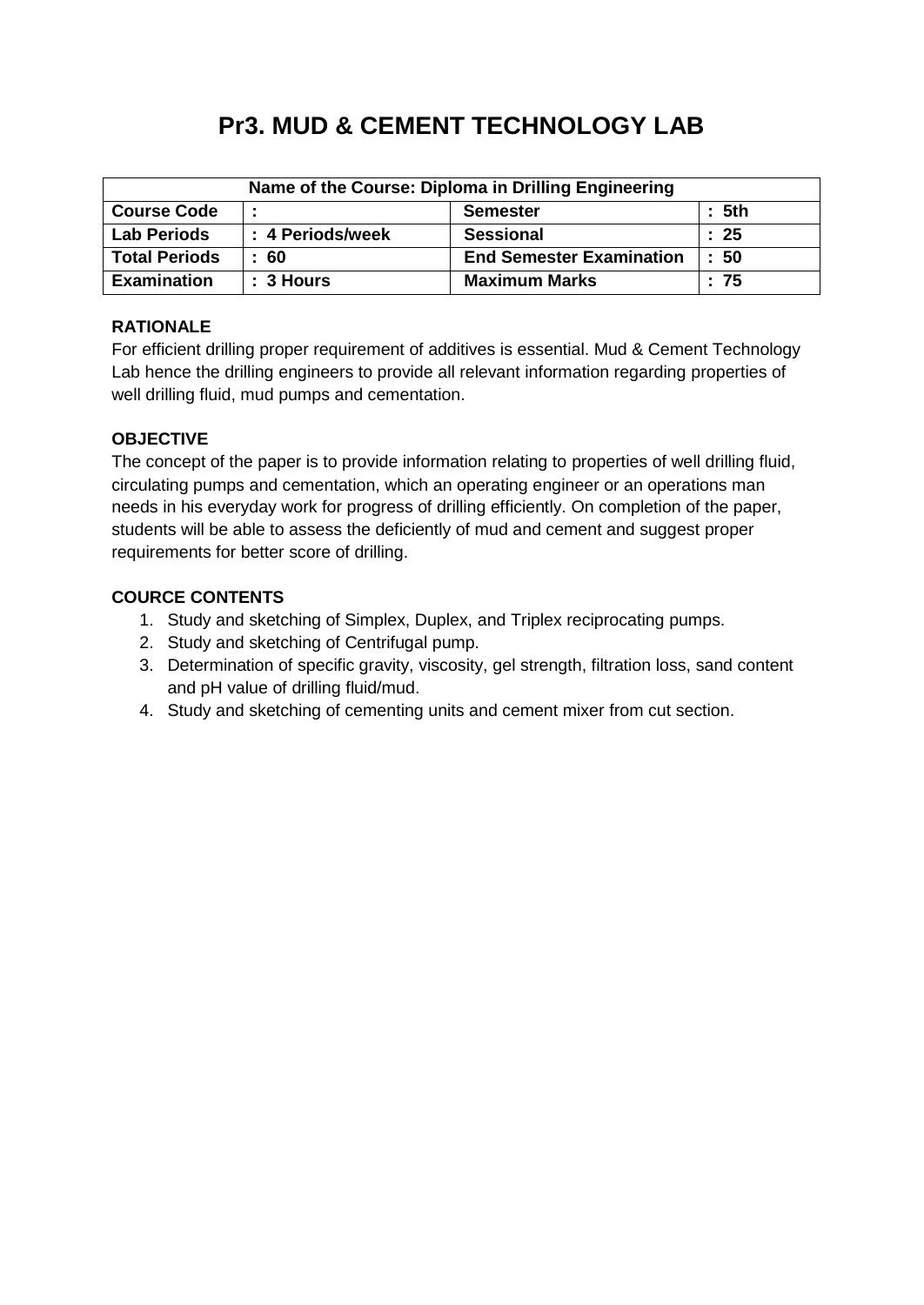# Pr3. MUD & CEMENT TECHNOLOGY LAB

| Name of the Course: Diploma in Drilling Engineering | | | |
|---|---|---|---|
| **Course Code** | **:** | **Semester** | **: 5th** |
| **Lab Periods** | **: 4 Periods/week** | **Sessional** | **: 25** |
| **Total Periods** | **: 60** | **End Semester Examination** | **: 50** |
| **Examination** | **: 3 Hours** | **Maximum Marks** | **: 75** |

**RATIONALE**

For efficient drilling proper requirement of additives is essential. Mud & Cement Technology Lab hence the drilling engineers to provide all relevant information regarding properties of well drilling fluid, mud pumps and cementation.

**OBJECTIVE**

The concept of the paper is to provide information relating to properties of well drilling fluid, circulating pumps and cementation, which an operating engineer or an operations man needs in his everyday work for progress of drilling efficiently. On completion of the paper, students will be able to assess the deficiently of mud and cement and suggest proper requirements for better score of drilling.

**COURCE CONTENTS**

1. Study and sketching of Simplex, Duplex, and Triplex reciprocating pumps.
2. Study and sketching of Centrifugal pump.
3. Determination of specific gravity, viscosity, gel strength, filtration loss, sand content and pH value of drilling fluid/mud.
4. Study and sketching of cementing units and cement mixer from cut section.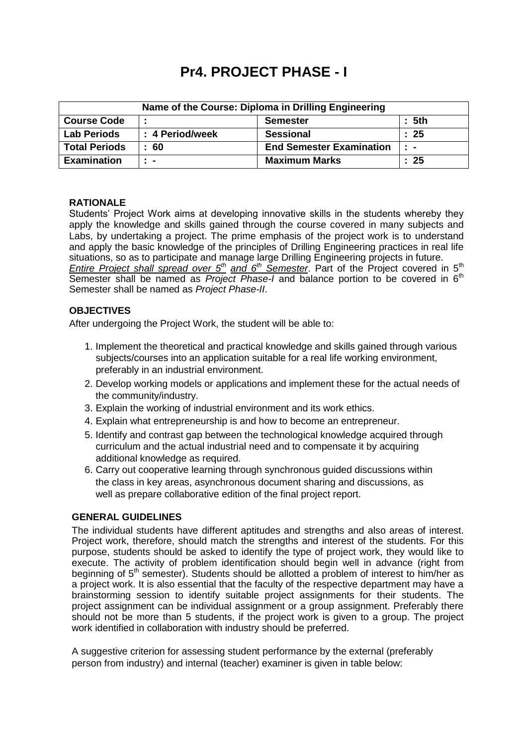# Pr4. PROJECT PHASE - I

| Name of the Course: Diploma in Drilling Engineering | | | |
|---|---|---|---|
| **Course Code** | **:** | **Semester** | **: 5th** |
| **Lab Periods** | **: 4 Period/week** | **Sessional** | **: 25** |
| **Total Periods** | **: 60** | **End Semester Examination** | **: -** |
| **Examination** | **: -** | **Maximum Marks** | **: 25** |

**RATIONALE**

Students' Project Work aims at developing innovative skills in the students whereby they apply the knowledge and skills gained through the course covered in many subjects and Labs, by undertaking a project. The prime emphasis of the project work is to understand and apply the basic knowledge of the principles of Drilling Engineering practices in real life situations, so as to participate and manage large Drilling Engineering projects in future. *Entire Project shall spread over 5th and 6th Semester*. Part of the Project covered in 5th Semester shall be named as *Project Phase-I* and balance portion to be covered in 6th Semester shall be named as *Project Phase-II*.

**OBJECTIVES**

After undergoing the Project Work, the student will be able to:

1. Implement the theoretical and practical knowledge and skills gained through various subjects/courses into an application suitable for a real life working environment, preferably in an industrial environment.
2. Develop working models or applications and implement these for the actual needs of the community/industry.
3. Explain the working of industrial environment and its work ethics.
4. Explain what entrepreneurship is and how to become an entrepreneur.
5. Identify and contrast gap between the technological knowledge acquired through curriculum and the actual industrial need and to compensate it by acquiring additional knowledge as required.
6. Carry out cooperative learning through synchronous guided discussions within the class in key areas, asynchronous document sharing and discussions, as well as prepare collaborative edition of the final project report.

**GENERAL GUIDELINES**

The individual students have different aptitudes and strengths and also areas of interest. Project work, therefore, should match the strengths and interest of the students. For this purpose, students should be asked to identify the type of project work, they would like to execute. The activity of problem identification should begin well in advance (right from beginning of 5th semester). Students should be allotted a problem of interest to him/her as a project work. It is also essential that the faculty of the respective department may have a brainstorming session to identify suitable project assignments for their students. The project assignment can be individual assignment or a group assignment. Preferably there should not be more than 5 students, if the project work is given to a group. The project work identified in collaboration with industry should be preferred.

A suggestive criterion for assessing student performance by the external (preferably person from industry) and internal (teacher) examiner is given in table below: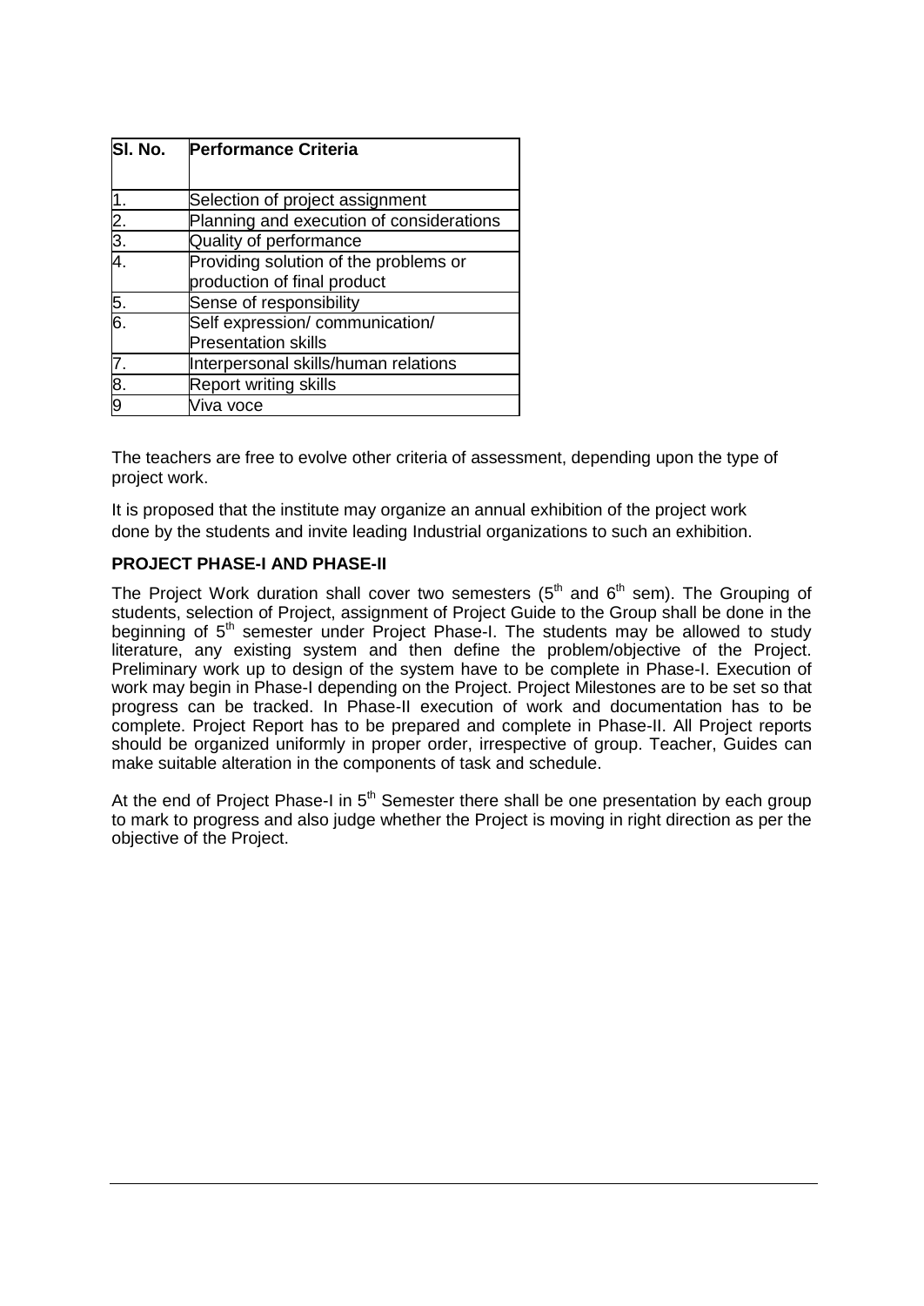| Sl. No. | Performance Criteria |
|---|---|
| 1. | Selection of project assignment |
| 2. | Planning and execution of considerations |
| 3. | Quality of performance |
| 4. | Providing solution of the problems or production of final product |
| 5. | Sense of responsibility |
| 6. | Self expression/ communication/ Presentation skills |
| 7. | Interpersonal skills/human relations |
| 8. | Report writing skills |
| 9 | Viva voce |

The teachers are free to evolve other criteria of assessment, depending upon the type of project work.

It is proposed that the institute may organize an annual exhibition of the project work done by the students and invite leading Industrial organizations to such an exhibition.

**PROJECT PHASE-I AND PHASE-II**

The Project Work duration shall cover two semesters ($5^{th}$ and $6^{th}$ sem). The Grouping of students, selection of Project, assignment of Project Guide to the Group shall be done in the beginning of $5^{th}$ semester under Project Phase-I. The students may be allowed to study literature, any existing system and then define the problem/objective of the Project. Preliminary work up to design of the system have to be complete in Phase-I. Execution of work may begin in Phase-I depending on the Project. Project Milestones are to be set so that progress can be tracked. In Phase-II execution of work and documentation has to be complete. Project Report has to be prepared and complete in Phase-II. All Project reports should be organized uniformly in proper order, irrespective of group. Teacher, Guides can make suitable alteration in the components of task and schedule.

At the end of Project Phase-I in $5^{th}$ Semester there shall be one presentation by each group to mark to progress and also judge whether the Project is moving in right direction as per the objective of the Project.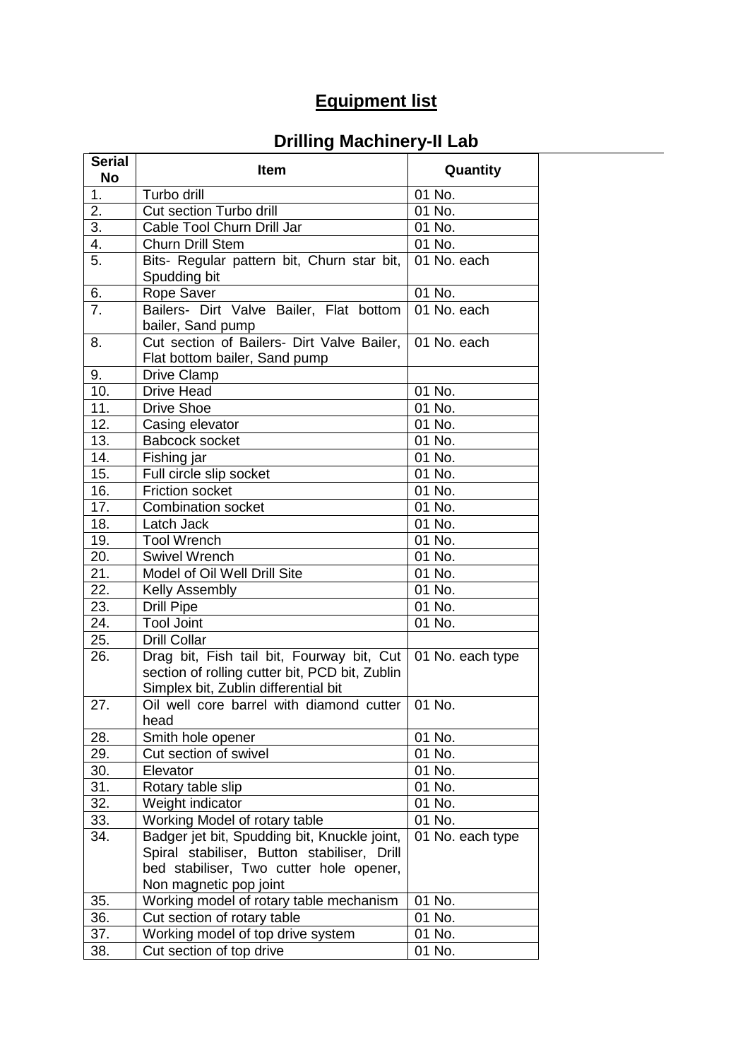## Equipment list

## Drilling Machinery-II Lab

| Serial No | Item | Quantity |
|---|---|---|
| 1. | Turbo drill | 01 No. |
| 2. | Cut section Turbo drill | 01 No. |
| 3. | Cable Tool Churn Drill Jar | 01 No. |
| 4. | Churn Drill Stem | 01 No. |
| 5. | Bits- Regular pattern bit, Churn star bit, Spudding bit | 01 No. each |
| 6. | Rope Saver | 01 No. |
| 7. | Bailers- Dirt Valve Bailer, Flat bottom bailer, Sand pump | 01 No. each |
| 8. | Cut section of Bailers- Dirt Valve Bailer, Flat bottom bailer, Sand pump | 01 No. each |
| 9. | Drive Clamp | |
| 10. | Drive Head | 01 No. |
| 11. | Drive Shoe | 01 No. |
| 12. | Casing elevator | 01 No. |
| 13. | Babcock socket | 01 No. |
| 14. | Fishing jar | 01 No. |
| 15. | Full circle slip socket | 01 No. |
| 16. | Friction socket | 01 No. |
| 17. | Combination socket | 01 No. |
| 18. | Latch Jack | 01 No. |
| 19. | Tool Wrench | 01 No. |
| 20. | Swivel Wrench | 01 No. |
| 21. | Model of Oil Well Drill Site | 01 No. |
| 22. | Kelly Assembly | 01 No. |
| 23. | Drill Pipe | 01 No. |
| 24. | Tool Joint | 01 No. |
| 25. | Drill Collar | |
| 26. | Drag bit, Fish tail bit, Fourway bit, Cut section of rolling cutter bit, PCD bit, Zublin Simplex bit, Zublin differential bit | 01 No. each type |
| 27. | Oil well core barrel with diamond cutter head | 01 No. |
| 28. | Smith hole opener | 01 No. |
| 29. | Cut section of swivel | 01 No. |
| 30. | Elevator | 01 No. |
| 31. | Rotary table slip | 01 No. |
| 32. | Weight indicator | 01 No. |
| 33. | Working Model of rotary table | 01 No. |
| 34. | Badger jet bit, Spudding bit, Knuckle joint, Spiral stabiliser, Button stabiliser, Drill bed stabiliser, Two cutter hole opener, Non magnetic pop joint | 01 No. each type |
| 35. | Working model of rotary table mechanism | 01 No. |
| 36. | Cut section of rotary table | 01 No. |
| 37. | Working model of top drive system | 01 No. |
| 38. | Cut section of top drive | 01 No. |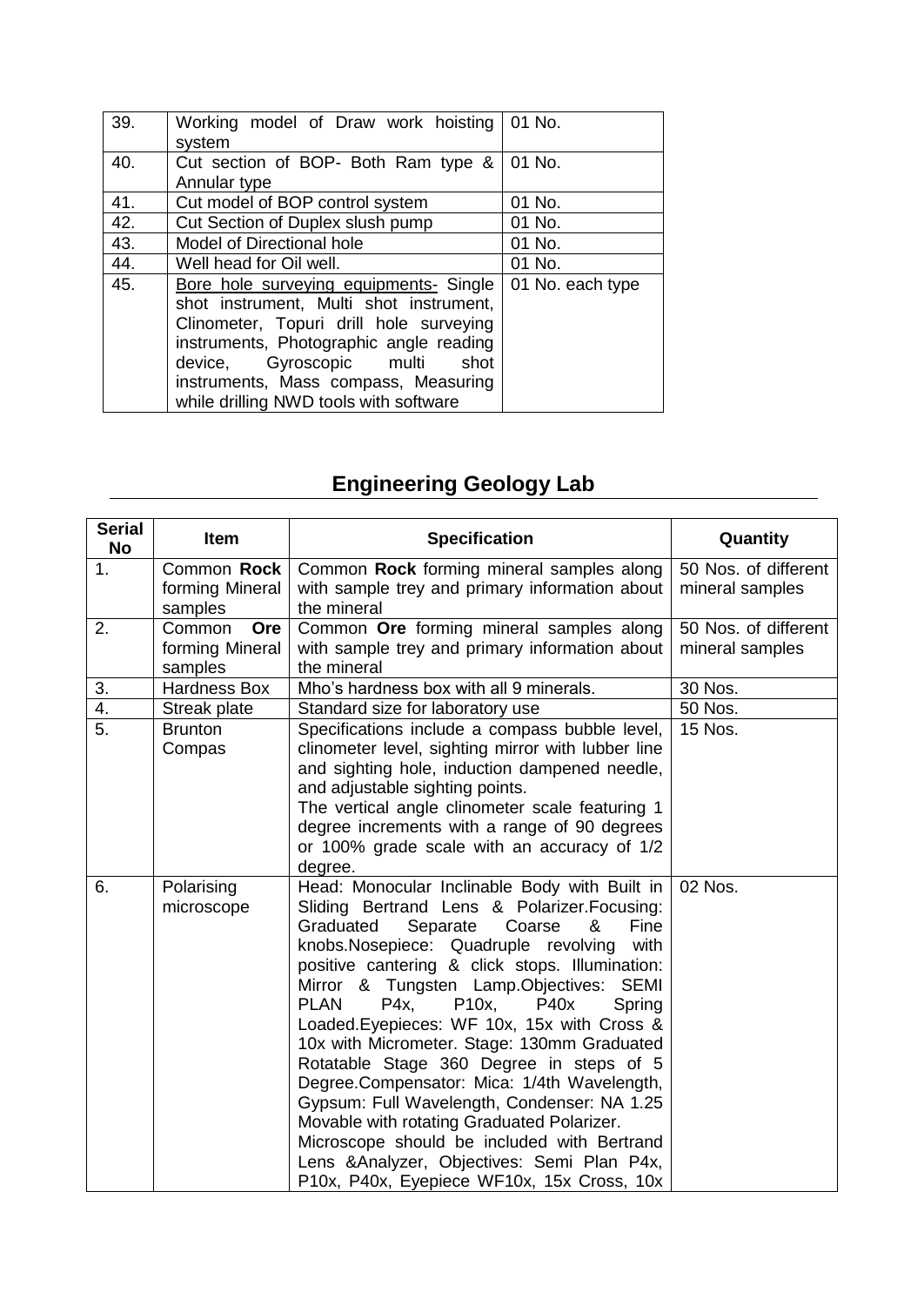| | | |
|---|---|---|
| 39. | Working model of Draw work hoisting system | 01 No. |
| 40. | Cut section of BOP- Both Ram type & Annular type | 01 No. |
| 41. | Cut model of BOP control system | 01 No. |
| 42. | Cut Section of Duplex slush pump | 01 No. |
| 43. | Model of Directional hole | 01 No. |
| 44. | Well head for Oil well. | 01 No. |
| 45. | Bore hole surveying equipments- Single shot instrument, Multi shot instrument, Clinometer, Topuri drill hole surveying instruments, Photographic angle reading device, Gyroscopic multi shot instruments, Mass compass, Measuring while drilling NWD tools with software | 01 No. each type |

## Engineering Geology Lab

| Serial No | Item | Specification | Quantity |
|---|---|---|---|
| 1. | Common **Rock** forming Mineral samples | Common **Rock** forming mineral samples along with sample trey and primary information about the mineral | 50 Nos. of different mineral samples |
| 2. | Common **Ore** forming Mineral samples | Common **Ore** forming mineral samples along with sample trey and primary information about the mineral | 50 Nos. of different mineral samples |
| 3. | Hardness Box | Mho's hardness box with all 9 minerals. | 30 Nos. |
| 4. | Streak plate | Standard size for laboratory use | 50 Nos. |
| 5. | Brunton Compas | Specifications include a compass bubble level, clinometer level, sighting mirror with lubber line and sighting hole, induction dampened needle, and adjustable sighting points.<br>The vertical angle clinometer scale featuring 1 degree increments with a range of 90 degrees or 100% grade scale with an accuracy of 1/2 degree. | 15 Nos. |
| 6. | Polarising microscope | Head: Monocular Inclinable Body with Built in Sliding Bertrand Lens & Polarizer.Focusing: Graduated Separate Coarse & Fine knobs.Nosepiece: Quadruple revolving with positive cantering & click stops. Illumination: Mirror & Tungsten Lamp.Objectives: SEMI PLAN P4x, P10x, P40x Spring Loaded.Eyepieces: WF 10x, 15x with Cross & 10x with Micrometer. Stage: 130mm Graduated Rotatable Stage 360 Degree in steps of 5 Degree.Compensator: Mica: 1/4th Wavelength, Gypsum: Full Wavelength, Condenser: NA 1.25 Movable with rotating Graduated Polarizer.<br>Microscope should be included with Bertrand Lens &Analyzer, Objectives: Semi Plan P4x, P10x, P40x, Eyepiece WF10x, 15x Cross, 10x | 02 Nos. |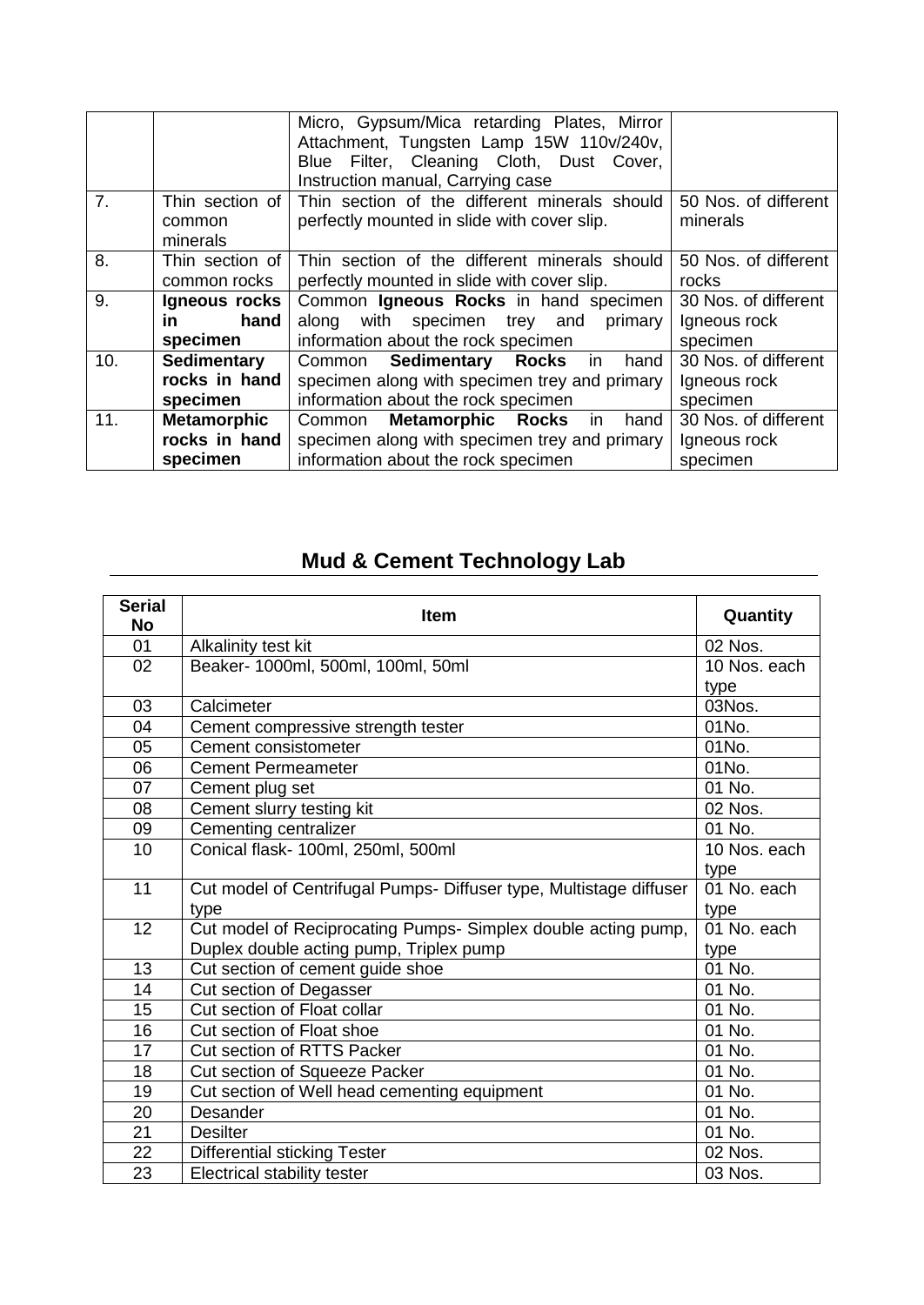|  |  | Micro, Gypsum/Mica retarding Plates, Mirror Attachment, Tungsten Lamp 15W 110v/240v, Blue Filter, Cleaning Cloth, Dust Cover, Instruction manual, Carrying case |  |
|---|---|---|---|
| 7. | Thin section of common minerals | Thin section of the different minerals should perfectly mounted in slide with cover slip. | 50 Nos. of different minerals |
| 8. | Thin section of common rocks | Thin section of the different minerals should perfectly mounted in slide with cover slip. | 50 Nos. of different rocks |
| 9. | **Igneous rocks in hand specimen** | Common **Igneous Rocks** in hand specimen along with specimen trey and primary information about the rock specimen | 30 Nos. of different Igneous rock specimen |
| 10. | **Sedimentary rocks in hand specimen** | Common **Sedimentary Rocks** in hand specimen along with specimen trey and primary information about the rock specimen | 30 Nos. of different Igneous rock specimen |
| 11. | **Metamorphic rocks in hand specimen** | Common **Metamorphic Rocks** in hand specimen along with specimen trey and primary information about the rock specimen | 30 Nos. of different Igneous rock specimen |

## Mud & Cement Technology Lab

| Serial No | Item | Quantity |
|---|---|---|
| 01 | Alkalinity test kit | 02 Nos. |
| 02 | Beaker- 1000ml, 500ml, 100ml, 50ml | 10 Nos. each type |
| 03 | Calcimeter | 03Nos. |
| 04 | Cement compressive strength tester | 01No. |
| 05 | Cement consistometer | 01No. |
| 06 | Cement Permeameter | 01No. |
| 07 | Cement plug set | 01 No. |
| 08 | Cement slurry testing kit | 02 Nos. |
| 09 | Cementing centralizer | 01 No. |
| 10 | Conical flask- 100ml, 250ml, 500ml | 10 Nos. each type |
| 11 | Cut model of Centrifugal Pumps- Diffuser type, Multistage diffuser type | 01 No. each type |
| 12 | Cut model of Reciprocating Pumps- Simplex double acting pump, Duplex double acting pump, Triplex pump | 01 No. each type |
| 13 | Cut section of cement guide shoe | 01 No. |
| 14 | Cut section of Degasser | 01 No. |
| 15 | Cut section of Float collar | 01 No. |
| 16 | Cut section of Float shoe | 01 No. |
| 17 | Cut section of RTTS Packer | 01 No. |
| 18 | Cut section of Squeeze Packer | 01 No. |
| 19 | Cut section of Well head cementing equipment | 01 No. |
| 20 | Desander | 01 No. |
| 21 | Desilter | 01 No. |
| 22 | Differential sticking Tester | 02 Nos. |
| 23 | Electrical stability tester | 03 Nos. |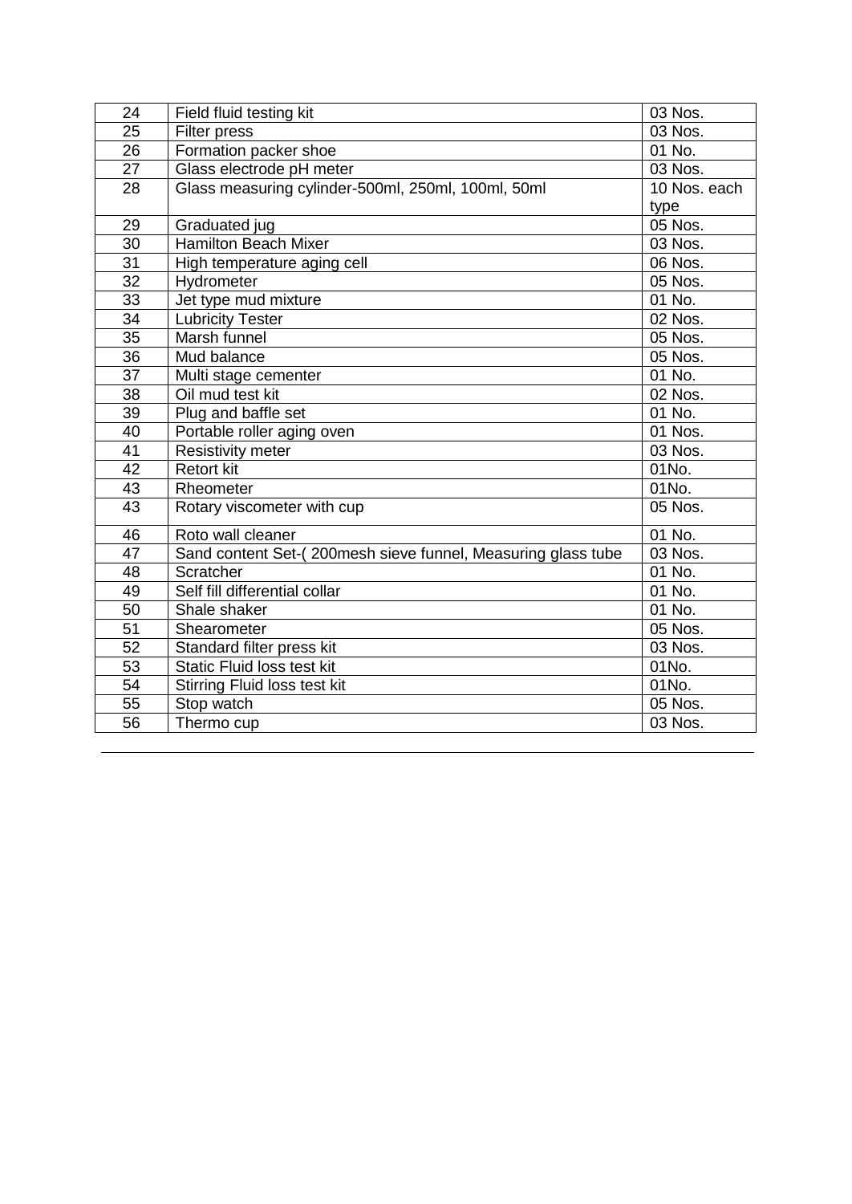| | | |
|---|---|---|
| 24 | Field fluid testing kit | 03 Nos. |
| 25 | Filter press | 03 Nos. |
| 26 | Formation packer shoe | 01 No. |
| 27 | Glass electrode pH meter | 03 Nos. |
| 28 | Glass measuring cylinder-500ml, 250ml, 100ml, 50ml | 10 Nos. each type |
| 29 | Graduated jug | 05 Nos. |
| 30 | Hamilton Beach Mixer | 03 Nos. |
| 31 | High temperature aging cell | 06 Nos. |
| 32 | Hydrometer | 05 Nos. |
| 33 | Jet type mud mixture | 01 No. |
| 34 | Lubricity Tester | 02 Nos. |
| 35 | Marsh funnel | 05 Nos. |
| 36 | Mud balance | 05 Nos. |
| 37 | Multi stage cementer | 01 No. |
| 38 | Oil mud test kit | 02 Nos. |
| 39 | Plug and baffle set | 01 No. |
| 40 | Portable roller aging oven | 01 Nos. |
| 41 | Resistivity meter | 03 Nos. |
| 42 | Retort kit | 01No. |
| 43 | Rheometer | 01No. |
| 43 | Rotary viscometer with cup | 05 Nos. |
| 46 | Roto wall cleaner | 01 No. |
| 47 | Sand content Set-( 200mesh sieve funnel, Measuring glass tube | 03 Nos. |
| 48 | Scratcher | 01 No. |
| 49 | Self fill differential collar | 01 No. |
| 50 | Shale shaker | 01 No. |
| 51 | Shearometer | 05 Nos. |
| 52 | Standard filter press kit | 03 Nos. |
| 53 | Static Fluid loss test kit | 01No. |
| 54 | Stirring Fluid loss test kit | 01No. |
| 55 | Stop watch | 05 Nos. |
| 56 | Thermo cup | 03 Nos. |